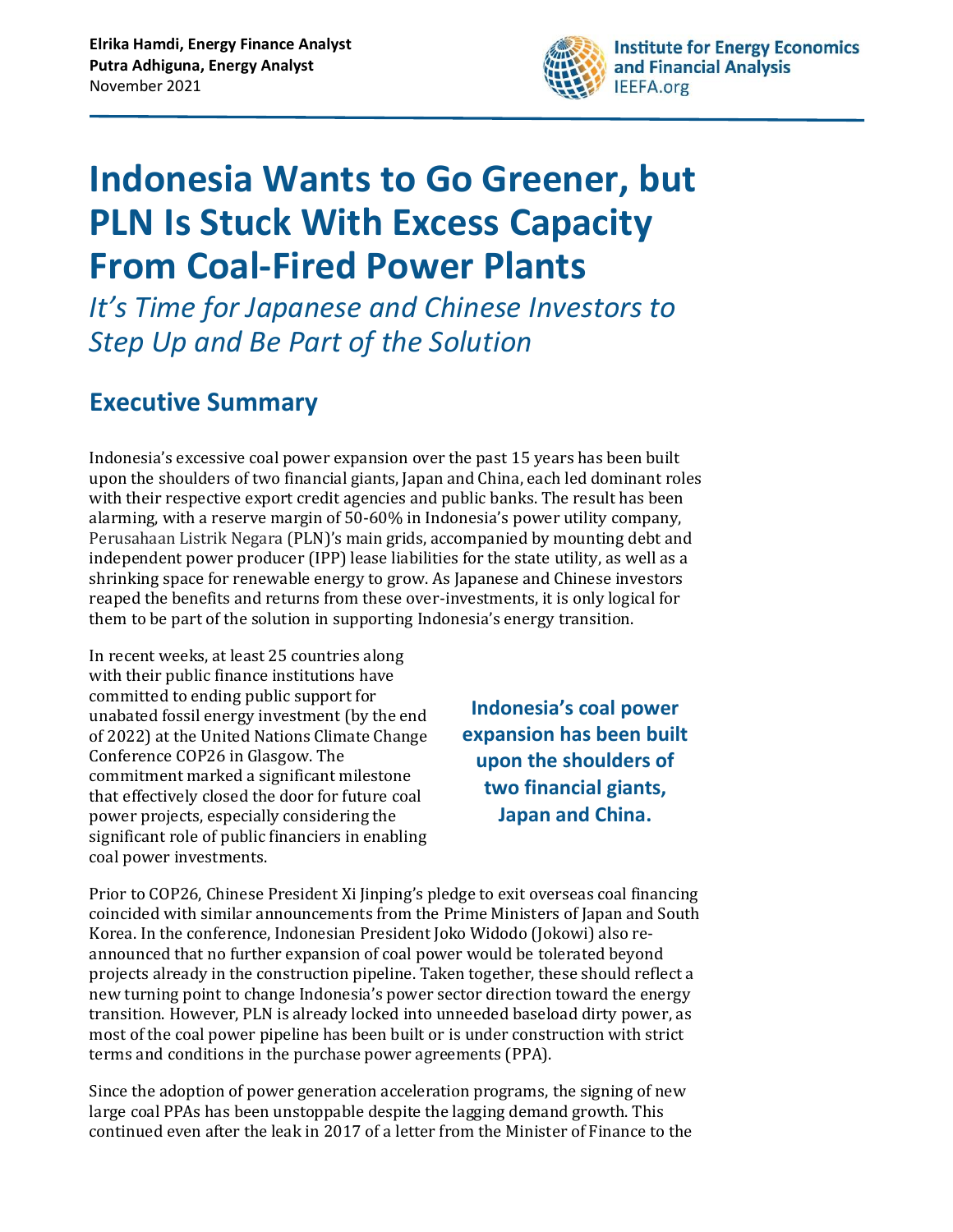**Elrika Hamdi, Energy Finance Analyst**
**Putra Adhiguna, Energy Analyst**
November 2021

# Indonesia Wants to Go Greener, but PLN Is Stuck With Excess Capacity From Coal-Fired Power Plants

*It's Time for Japanese and Chinese Investors to Step Up and Be Part of the Solution*

## Executive Summary

Indonesia's excessive coal power expansion over the past 15 years has been built upon the shoulders of two financial giants, Japan and China, each led dominant roles with their respective export credit agencies and public banks. The result has been alarming, with a reserve margin of 50-60% in Indonesia's power utility company, Perusahaan Listrik Negara (PLN)'s main grids, accompanied by mounting debt and independent power producer (IPP) lease liabilities for the state utility, as well as a shrinking space for renewable energy to grow. As Japanese and Chinese investors reaped the benefits and returns from these over-investments, it is only logical for them to be part of the solution in supporting Indonesia's energy transition.

In recent weeks, at least 25 countries along with their public finance institutions have committed to ending public support for unabated fossil energy investment (by the end of 2022) at the United Nations Climate Change Conference COP26 in Glasgow. The commitment marked a significant milestone that effectively closed the door for future coal power projects, especially considering the significant role of public financiers in enabling coal power investments.

**Indonesia's coal power expansion has been built upon the shoulders of two financial giants, Japan and China.**

Prior to COP26, Chinese President Xi Jinping's pledge to exit overseas coal financing coincided with similar announcements from the Prime Ministers of Japan and South Korea. In the conference, Indonesian President Joko Widodo (Jokowi) also re-announced that no further expansion of coal power would be tolerated beyond projects already in the construction pipeline. Taken together, these should reflect a new turning point to change Indonesia's power sector direction toward the energy transition. However, PLN is already locked into unneeded baseload dirty power, as most of the coal power pipeline has been built or is under construction with strict terms and conditions in the purchase power agreements (PPA).

Since the adoption of power generation acceleration programs, the signing of new large coal PPAs has been unstoppable despite the lagging demand growth. This continued even after the leak in 2017 of a letter from the Minister of Finance to the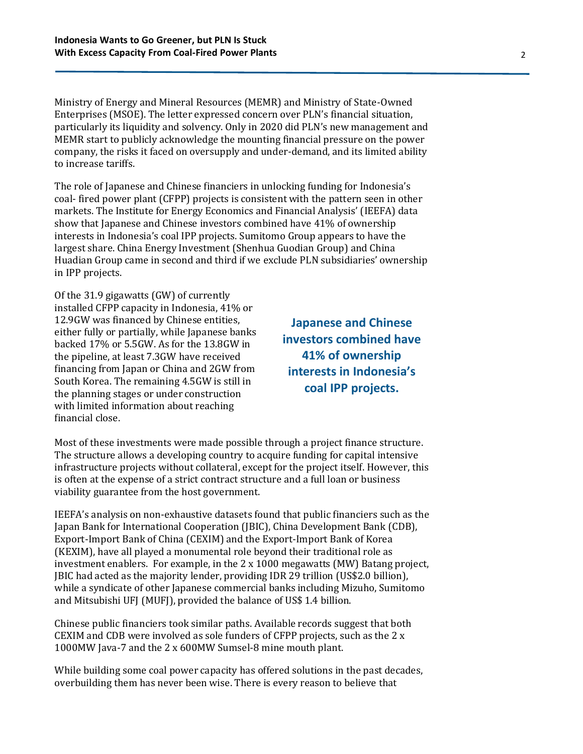Ministry of Energy and Mineral Resources (MEMR) and Ministry of State-Owned Enterprises (MSOE). The letter expressed concern over PLN's financial situation, particularly its liquidity and solvency. Only in 2020 did PLN's new management and MEMR start to publicly acknowledge the mounting financial pressure on the power company, the risks it faced on oversupply and under-demand, and its limited ability to increase tariffs.

The role of Japanese and Chinese financiers in unlocking funding for Indonesia's coal- fired power plant (CFPP) projects is consistent with the pattern seen in other markets. The Institute for Energy Economics and Financial Analysis' (IEEFA) data show that Japanese and Chinese investors combined have 41% of ownership interests in Indonesia's coal IPP projects. Sumitomo Group appears to have the largest share. China Energy Investment (Shenhua Guodian Group) and China Huadian Group came in second and third if we exclude PLN subsidiaries' ownership in IPP projects.

Of the 31.9 gigawatts (GW) of currently installed CFPP capacity in Indonesia, 41% or 12.9GW was financed by Chinese entities, either fully or partially, while Japanese banks backed 17% or 5.5GW. As for the 13.8GW in the pipeline, at least 7.3GW have received financing from Japan or China and 2GW from South Korea. The remaining 4.5GW is still in the planning stages or under construction with limited information about reaching financial close.

**Japanese and Chinese investors combined have 41% of ownership interests in Indonesia's coal IPP projects.**

Most of these investments were made possible through a project finance structure. The structure allows a developing country to acquire funding for capital intensive infrastructure projects without collateral, except for the project itself. However, this is often at the expense of a strict contract structure and a full loan or business viability guarantee from the host government.

IEEFA's analysis on non-exhaustive datasets found that public financiers such as the Japan Bank for International Cooperation (JBIC), China Development Bank (CDB), Export-Import Bank of China (CEXIM) and the Export-Import Bank of Korea (KEXIM), have all played a monumental role beyond their traditional role as investment enablers. For example, in the 2 x 1000 megawatts (MW) Batang project, JBIC had acted as the majority lender, providing IDR 29 trillion (US$2.0 billion), while a syndicate of other Japanese commercial banks including Mizuho, Sumitomo and Mitsubishi UFJ (MUFJ), provided the balance of US$ 1.4 billion.

Chinese public financiers took similar paths. Available records suggest that both CEXIM and CDB were involved as sole funders of CFPP projects, such as the 2 x 1000MW Java-7 and the 2 x 600MW Sumsel-8 mine mouth plant.

While building some coal power capacity has offered solutions in the past decades, overbuilding them has never been wise. There is every reason to believe that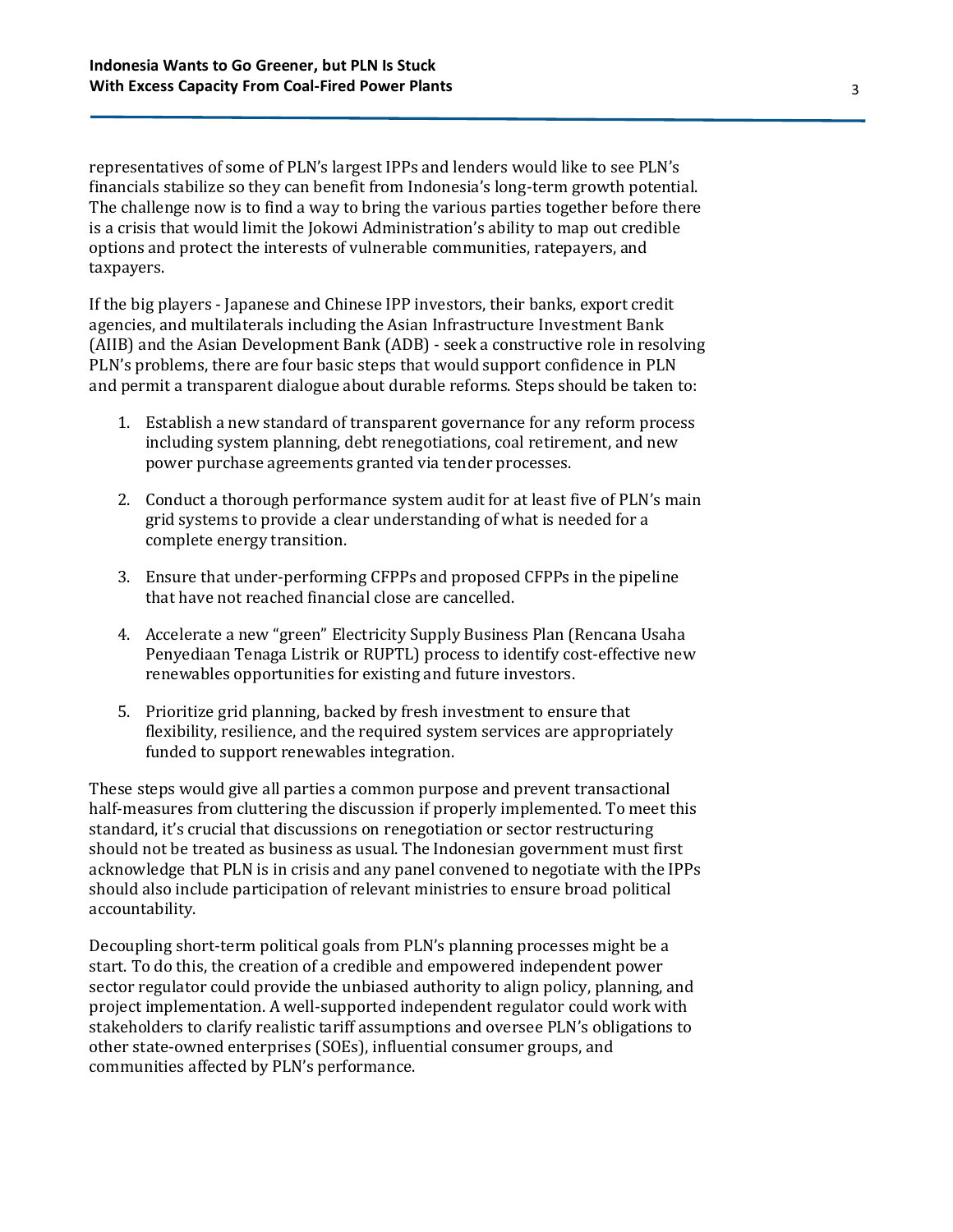representatives of some of PLN's largest IPPs and lenders would like to see PLN's financials stabilize so they can benefit from Indonesia's long-term growth potential. The challenge now is to find a way to bring the various parties together before there is a crisis that would limit the Jokowi Administration's ability to map out credible options and protect the interests of vulnerable communities, ratepayers, and taxpayers.

If the big players - Japanese and Chinese IPP investors, their banks, export credit agencies, and multilaterals including the Asian Infrastructure Investment Bank (AIIB) and the Asian Development Bank (ADB) - seek a constructive role in resolving PLN's problems, there are four basic steps that would support confidence in PLN and permit a transparent dialogue about durable reforms. Steps should be taken to:

1. Establish a new standard of transparent governance for any reform process including system planning, debt renegotiations, coal retirement, and new power purchase agreements granted via tender processes.

2. Conduct a thorough performance system audit for at least five of PLN's main grid systems to provide a clear understanding of what is needed for a complete energy transition.

3. Ensure that under-performing CFPPs and proposed CFPPs in the pipeline that have not reached financial close are cancelled.

4. Accelerate a new "green" Electricity Supply Business Plan (Rencana Usaha Penyediaan Tenaga Listrik or RUPTL) process to identify cost-effective new renewables opportunities for existing and future investors.

5. Prioritize grid planning, backed by fresh investment to ensure that flexibility, resilience, and the required system services are appropriately funded to support renewables integration.

These steps would give all parties a common purpose and prevent transactional half-measures from cluttering the discussion if properly implemented. To meet this standard, it's crucial that discussions on renegotiation or sector restructuring should not be treated as business as usual. The Indonesian government must first acknowledge that PLN is in crisis and any panel convened to negotiate with the IPPs should also include participation of relevant ministries to ensure broad political accountability.

Decoupling short-term political goals from PLN's planning processes might be a start. To do this, the creation of a credible and empowered independent power sector regulator could provide the unbiased authority to align policy, planning, and project implementation. A well-supported independent regulator could work with stakeholders to clarify realistic tariff assumptions and oversee PLN's obligations to other state-owned enterprises (SOEs), influential consumer groups, and communities affected by PLN's performance.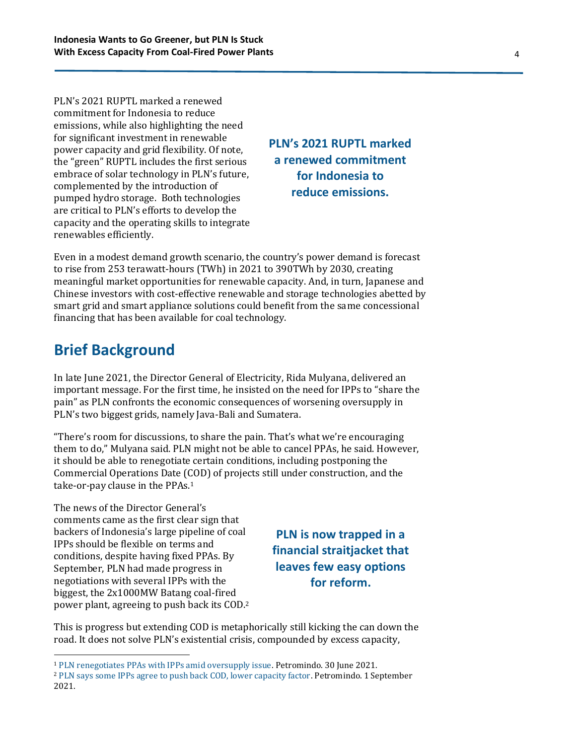PLN's 2021 RUPTL marked a renewed commitment for Indonesia to reduce emissions, while also highlighting the need for significant investment in renewable power capacity and grid flexibility. Of note, the "green" RUPTL includes the first serious embrace of solar technology in PLN's future, complemented by the introduction of pumped hydro storage. Both technologies are critical to PLN's efforts to develop the capacity and the operating skills to integrate renewables efficiently.

**PLN's 2021 RUPTL marked a renewed commitment for Indonesia to reduce emissions.**

Even in a modest demand growth scenario, the country's power demand is forecast to rise from 253 terawatt-hours (TWh) in 2021 to 390TWh by 2030, creating meaningful market opportunities for renewable capacity. And, in turn, Japanese and Chinese investors with cost-effective renewable and storage technologies abetted by smart grid and smart appliance solutions could benefit from the same concessional financing that has been available for coal technology.

## Brief Background

In late June 2021, the Director General of Electricity, Rida Mulyana, delivered an important message. For the first time, he insisted on the need for IPPs to "share the pain" as PLN confronts the economic consequences of worsening oversupply in PLN's two biggest grids, namely Java-Bali and Sumatera.

"There's room for discussions, to share the pain. That's what we're encouraging them to do," Mulyana said. PLN might not be able to cancel PPAs, he said. However, it should be able to renegotiate certain conditions, including postponing the Commercial Operations Date (COD) of projects still under construction, and the take-or-pay clause in the PPAs.[1]

The news of the Director General's comments came as the first clear sign that backers of Indonesia's large pipeline of coal IPPs should be flexible on terms and conditions, despite having fixed PPAs. By September, PLN had made progress in negotiations with several IPPs with the biggest, the 2x1000MW Batang coal-fired power plant, agreeing to push back its COD.[2]

**PLN is now trapped in a financial straitjacket that leaves few easy options for reform.**

This is progress but extending COD is metaphorically still kicking the can down the road. It does not solve PLN's existential crisis, compounded by excess capacity,

[1] PLN renegotiates PPAs with IPPs amid oversupply issue. Petromindo. 30 June 2021.

[2] PLN says some IPPs agree to push back COD, lower capacity factor. Petromindo. 1 September 2021.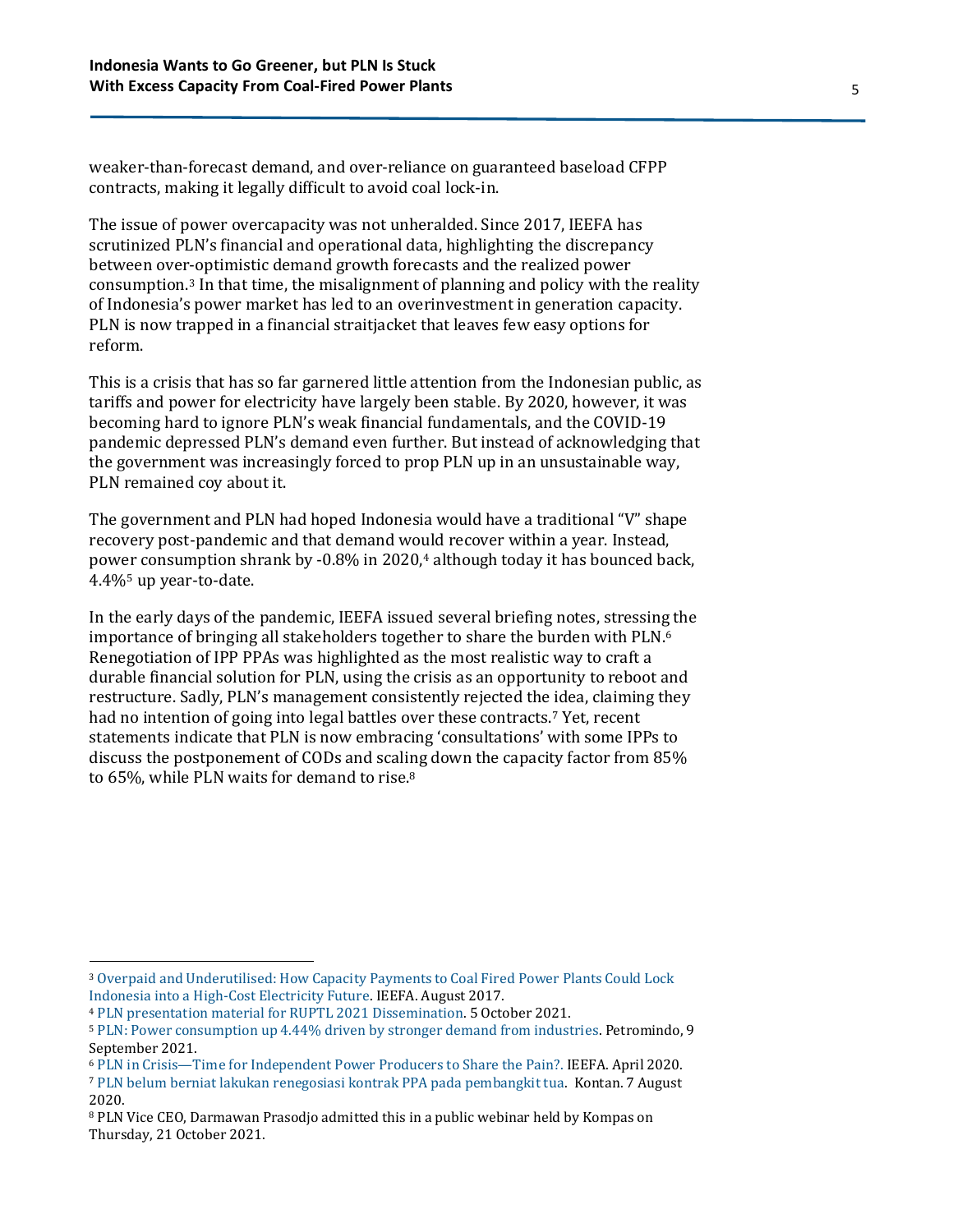weaker-than-forecast demand, and over-reliance on guaranteed baseload CFPP contracts, making it legally difficult to avoid coal lock-in.

The issue of power overcapacity was not unheralded. Since 2017, IEEFA has scrutinized PLN's financial and operational data, highlighting the discrepancy between over-optimistic demand growth forecasts and the realized power consumption.[3] In that time, the misalignment of planning and policy with the reality of Indonesia's power market has led to an overinvestment in generation capacity. PLN is now trapped in a financial straitjacket that leaves few easy options for reform.

This is a crisis that has so far garnered little attention from the Indonesian public, as tariffs and power for electricity have largely been stable. By 2020, however, it was becoming hard to ignore PLN's weak financial fundamentals, and the COVID-19 pandemic depressed PLN's demand even further. But instead of acknowledging that the government was increasingly forced to prop PLN up in an unsustainable way, PLN remained coy about it.

The government and PLN had hoped Indonesia would have a traditional "V" shape recovery post-pandemic and that demand would recover within a year. Instead, power consumption shrank by -0.8% in 2020,[4] although today it has bounced back, 4.4%[5] up year-to-date.

In the early days of the pandemic, IEEFA issued several briefing notes, stressing the importance of bringing all stakeholders together to share the burden with PLN.[6] Renegotiation of IPP PPAs was highlighted as the most realistic way to craft a durable financial solution for PLN, using the crisis as an opportunity to reboot and restructure. Sadly, PLN's management consistently rejected the idea, claiming they had no intention of going into legal battles over these contracts.[7] Yet, recent statements indicate that PLN is now embracing 'consultations' with some IPPs to discuss the postponement of CODs and scaling down the capacity factor from 85% to 65%, while PLN waits for demand to rise.[8]

---

[3] Overpaid and Underutilised: How Capacity Payments to Coal Fired Power Plants Could Lock Indonesia into a High-Cost Electricity Future. IEEFA. August 2017.

[4] PLN presentation material for RUPTL 2021 Dissemination. 5 October 2021.

[5] PLN: Power consumption up 4.44% driven by stronger demand from industries. Petromindo, 9 September 2021.

[6] PLN in Crisis—Time for Independent Power Producers to Share the Pain?. IEEFA. April 2020.

[7] PLN belum berniat lakukan renegosiasi kontrak PPA pada pembangkit tua. Kontan. 7 August 2020.

[8] PLN Vice CEO, Darmawan Prasodjo admitted this in a public webinar held by Kompas on Thursday, 21 October 2021.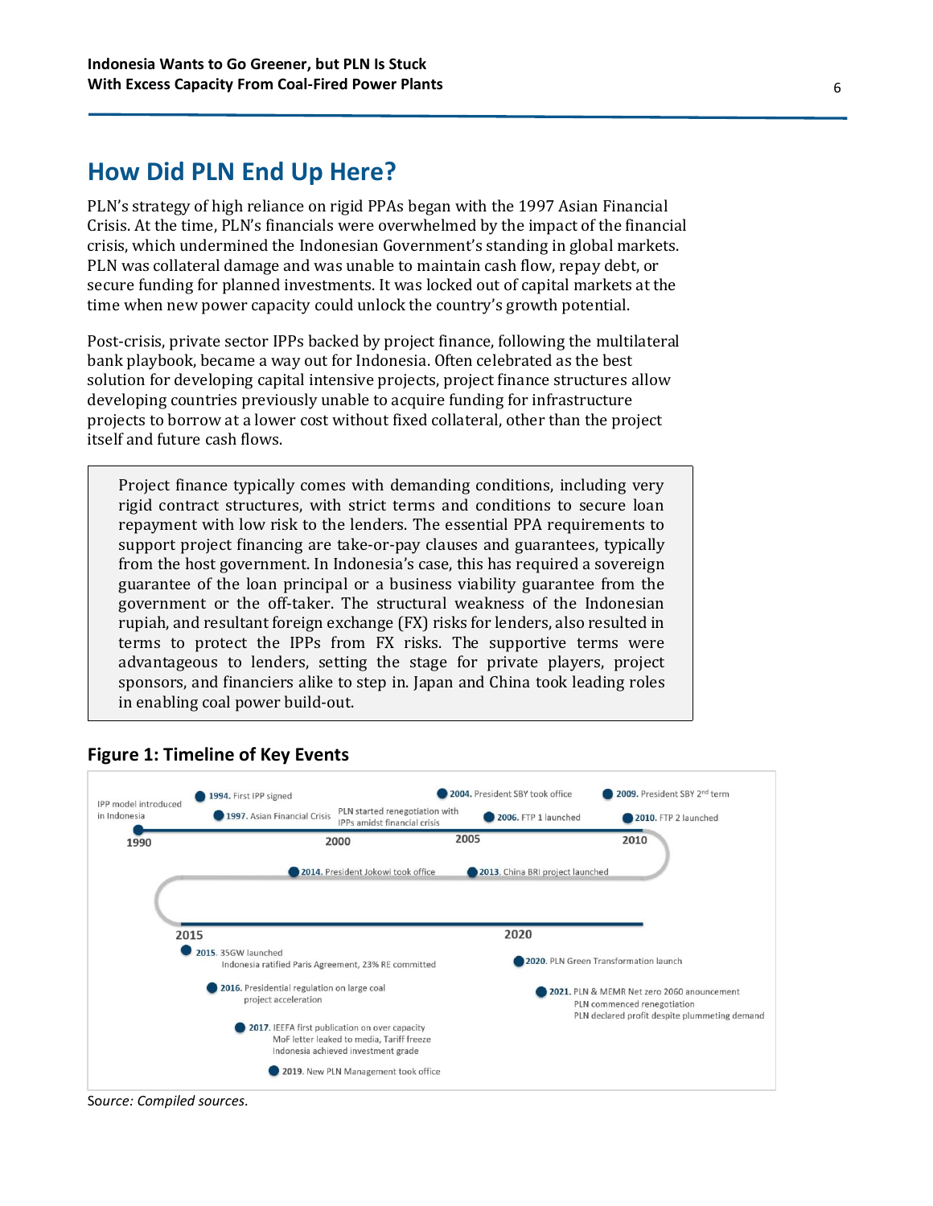## How Did PLN End Up Here?

PLN's strategy of high reliance on rigid PPAs began with the 1997 Asian Financial Crisis. At the time, PLN's financials were overwhelmed by the impact of the financial crisis, which undermined the Indonesian Government's standing in global markets. PLN was collateral damage and was unable to maintain cash flow, repay debt, or secure funding for planned investments. It was locked out of capital markets at the time when new power capacity could unlock the country's growth potential.

Post-crisis, private sector IPPs backed by project finance, following the multilateral bank playbook, became a way out for Indonesia. Often celebrated as the best solution for developing capital intensive projects, project finance structures allow developing countries previously unable to acquire funding for infrastructure projects to borrow at a lower cost without fixed collateral, other than the project itself and future cash flows.

> Project finance typically comes with demanding conditions, including very rigid contract structures, with strict terms and conditions to secure loan repayment with low risk to the lenders. The essential PPA requirements to support project financing are take-or-pay clauses and guarantees, typically from the host government. In Indonesia's case, this has required a sovereign guarantee of the loan principal or a business viability guarantee from the government or the off-taker. The structural weakness of the Indonesian rupiah, and resultant foreign exchange (FX) risks for lenders, also resulted in terms to protect the IPPs from FX risks. The supportive terms were advantageous to lenders, setting the stage for private players, project sponsors, and financiers alike to step in. Japan and China took leading roles in enabling coal power build-out.

### Figure 1: Timeline of Key Events

- 1990: IPP model introduced in Indonesia
- **1994.** First IPP signed
- **1997.** Asian Financial Crisis
- PLN started renegotiation with IPPs amidst financial crisis
- **2004.** President SBY took office
- **2006.** FTP 1 launched
- **2009.** President SBY 2nd term
- **2010.** FTP 2 launched
- **2013.** China BRI project launched
- **2014.** President Jokowi took office
- **2015.** 35GW launched; Indonesia ratified Paris Agreement, 23% RE committed
- **2016.** Presidential regulation on large coal project acceleration
- **2017.** IEEFA first publication on over capacity; MoF letter leaked to media, Tariff freeze; Indonesia achieved investment grade
- **2019.** New PLN Management took office
- **2020.** PLN Green Transformation launch
- **2021.** PLN & MEMR Net zero 2060 anouncement; PLN commenced renegotiation; PLN declared profit despite plummeting demand

Source: *Compiled sources.*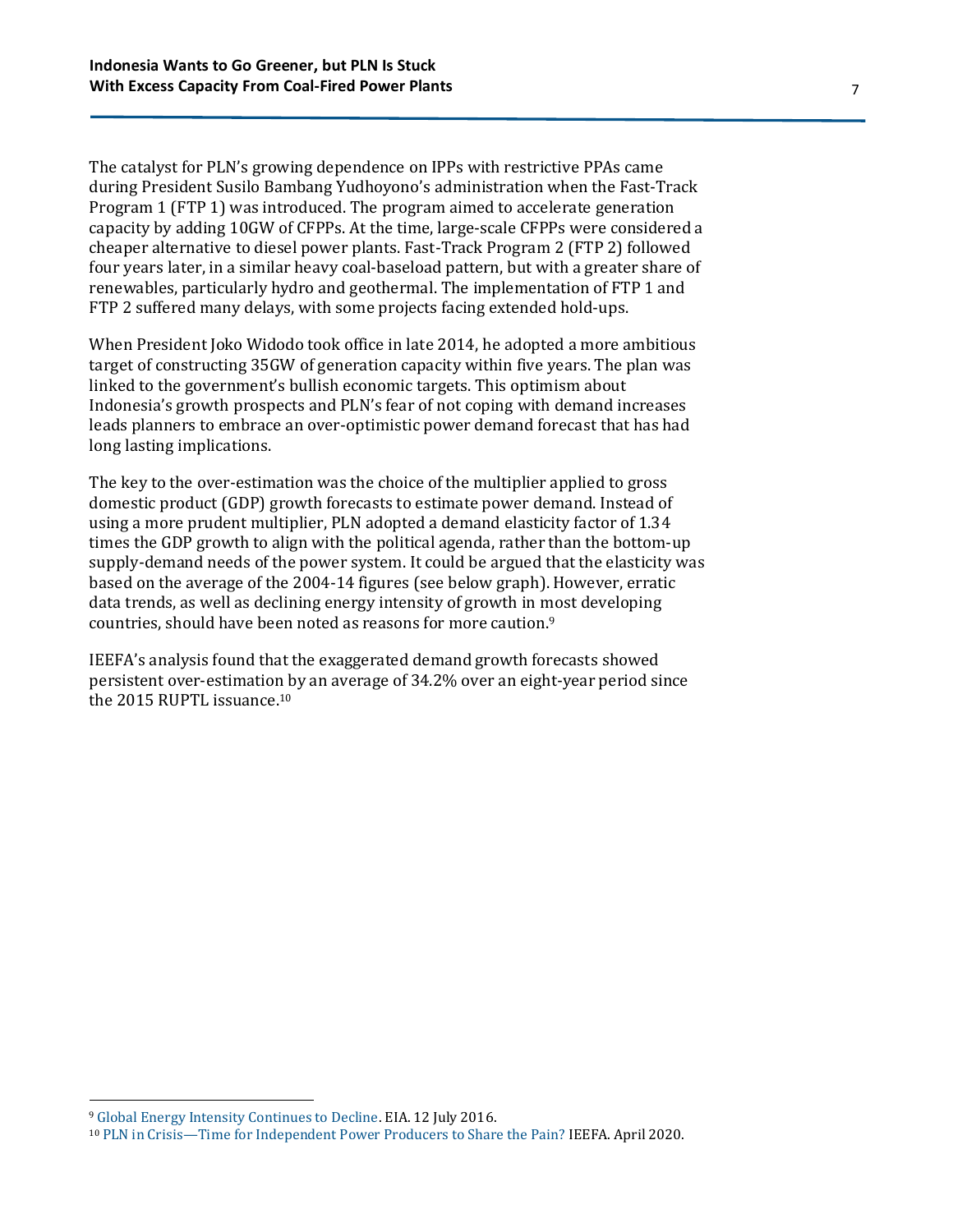The catalyst for PLN's growing dependence on IPPs with restrictive PPAs came during President Susilo Bambang Yudhoyono's administration when the Fast-Track Program 1 (FTP 1) was introduced. The program aimed to accelerate generation capacity by adding 10GW of CFPPs. At the time, large-scale CFPPs were considered a cheaper alternative to diesel power plants. Fast-Track Program 2 (FTP 2) followed four years later, in a similar heavy coal-baseload pattern, but with a greater share of renewables, particularly hydro and geothermal. The implementation of FTP 1 and FTP 2 suffered many delays, with some projects facing extended hold-ups.

When President Joko Widodo took office in late 2014, he adopted a more ambitious target of constructing 35GW of generation capacity within five years. The plan was linked to the government's bullish economic targets. This optimism about Indonesia's growth prospects and PLN's fear of not coping with demand increases leads planners to embrace an over-optimistic power demand forecast that has had long lasting implications.

The key to the over-estimation was the choice of the multiplier applied to gross domestic product (GDP) growth forecasts to estimate power demand. Instead of using a more prudent multiplier, PLN adopted a demand elasticity factor of 1.34 times the GDP growth to align with the political agenda, rather than the bottom-up supply-demand needs of the power system. It could be argued that the elasticity was based on the average of the 2004-14 figures (see below graph). However, erratic data trends, as well as declining energy intensity of growth in most developing countries, should have been noted as reasons for more caution.[9]

IEEFA's analysis found that the exaggerated demand growth forecasts showed persistent over-estimation by an average of 34.2% over an eight-year period since the 2015 RUPTL issuance.[10]

---

[9] Global Energy Intensity Continues to Decline. EIA. 12 July 2016.

[10] PLN in Crisis—Time for Independent Power Producers to Share the Pain? IEEFA. April 2020.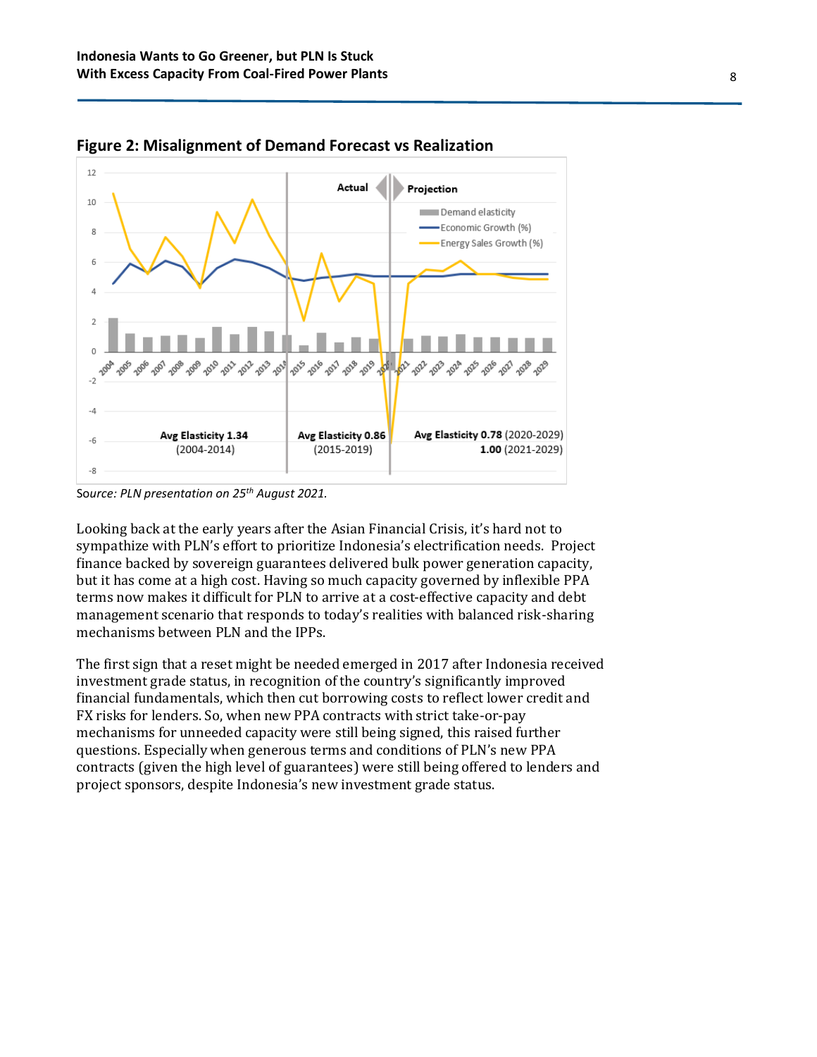**Figure 2: Misalignment of Demand Forecast vs Realization**

Source: *PLN presentation on 25th August 2021.*

Looking back at the early years after the Asian Financial Crisis, it's hard not to sympathize with PLN's effort to prioritize Indonesia's electrification needs. Project finance backed by sovereign guarantees delivered bulk power generation capacity, but it has come at a high cost. Having so much capacity governed by inflexible PPA terms now makes it difficult for PLN to arrive at a cost-effective capacity and debt management scenario that responds to today's realities with balanced risk-sharing mechanisms between PLN and the IPPs.

The first sign that a reset might be needed emerged in 2017 after Indonesia received investment grade status, in recognition of the country's significantly improved financial fundamentals, which then cut borrowing costs to reflect lower credit and FX risks for lenders. So, when new PPA contracts with strict take-or-pay mechanisms for unneeded capacity were still being signed, this raised further questions. Especially when generous terms and conditions of PLN's new PPA contracts (given the high level of guarantees) were still being offered to lenders and project sponsors, despite Indonesia's new investment grade status.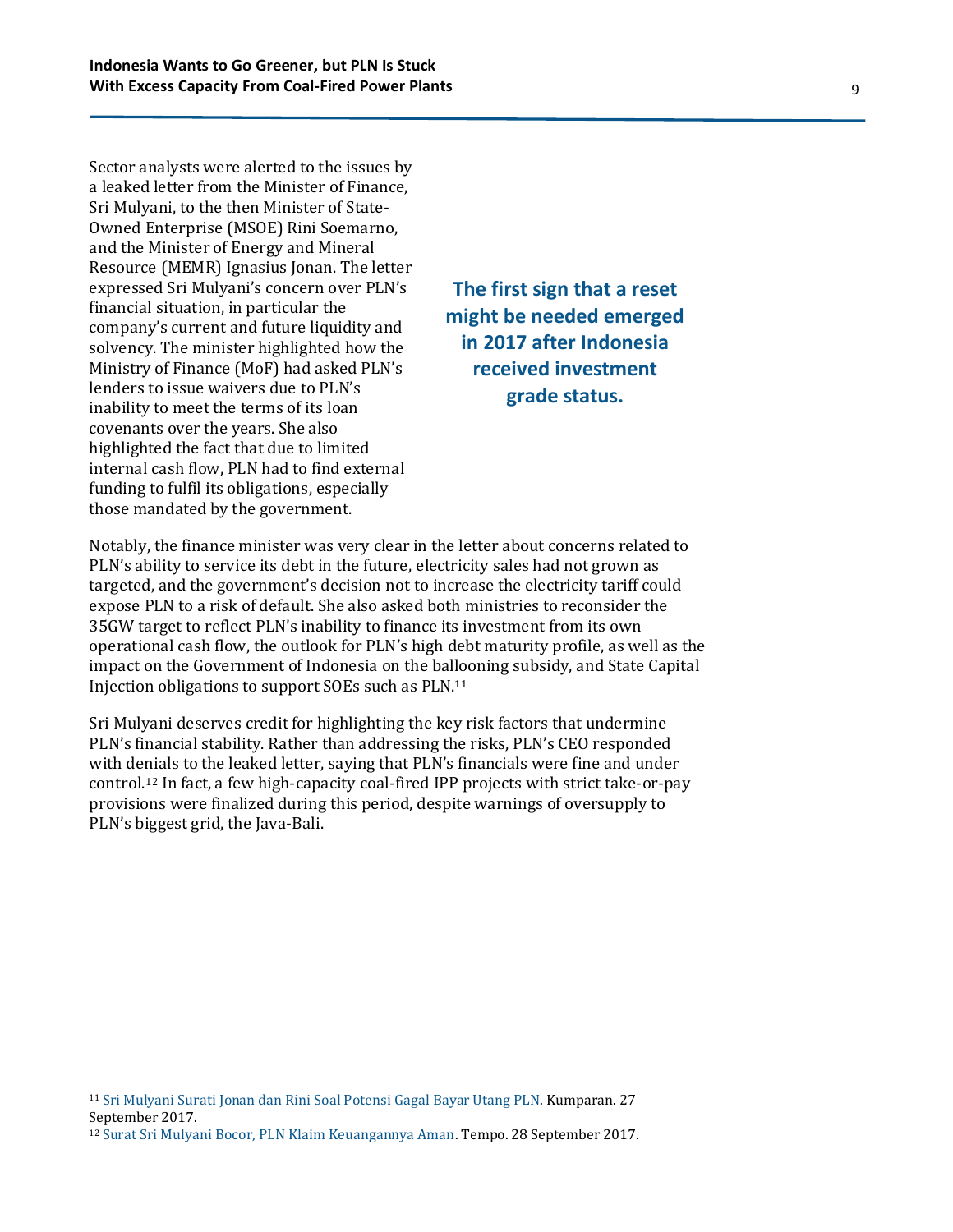Sector analysts were alerted to the issues by a leaked letter from the Minister of Finance, Sri Mulyani, to the then Minister of State-Owned Enterprise (MSOE) Rini Soemarno, and the Minister of Energy and Mineral Resource (MEMR) Ignasius Jonan. The letter expressed Sri Mulyani's concern over PLN's financial situation, in particular the company's current and future liquidity and solvency. The minister highlighted how the Ministry of Finance (MoF) had asked PLN's lenders to issue waivers due to PLN's inability to meet the terms of its loan covenants over the years. She also highlighted the fact that due to limited internal cash flow, PLN had to find external funding to fulfil its obligations, especially those mandated by the government.

**The first sign that a reset might be needed emerged in 2017 after Indonesia received investment grade status.**

Notably, the finance minister was very clear in the letter about concerns related to PLN's ability to service its debt in the future, electricity sales had not grown as targeted, and the government's decision not to increase the electricity tariff could expose PLN to a risk of default. She also asked both ministries to reconsider the 35GW target to reflect PLN's inability to finance its investment from its own operational cash flow, the outlook for PLN's high debt maturity profile, as well as the impact on the Government of Indonesia on the ballooning subsidy, and State Capital Injection obligations to support SOEs such as PLN.[11]

Sri Mulyani deserves credit for highlighting the key risk factors that undermine PLN's financial stability. Rather than addressing the risks, PLN's CEO responded with denials to the leaked letter, saying that PLN's financials were fine and under control.[12] In fact, a few high-capacity coal-fired IPP projects with strict take-or-pay provisions were finalized during this period, despite warnings of oversupply to PLN's biggest grid, the Java-Bali.

---

[11] Sri Mulyani Surati Jonan dan Rini Soal Potensi Gagal Bayar Utang PLN. Kumparan. 27 September 2017.

[12] Surat Sri Mulyani Bocor, PLN Klaim Keuangannya Aman. Tempo. 28 September 2017.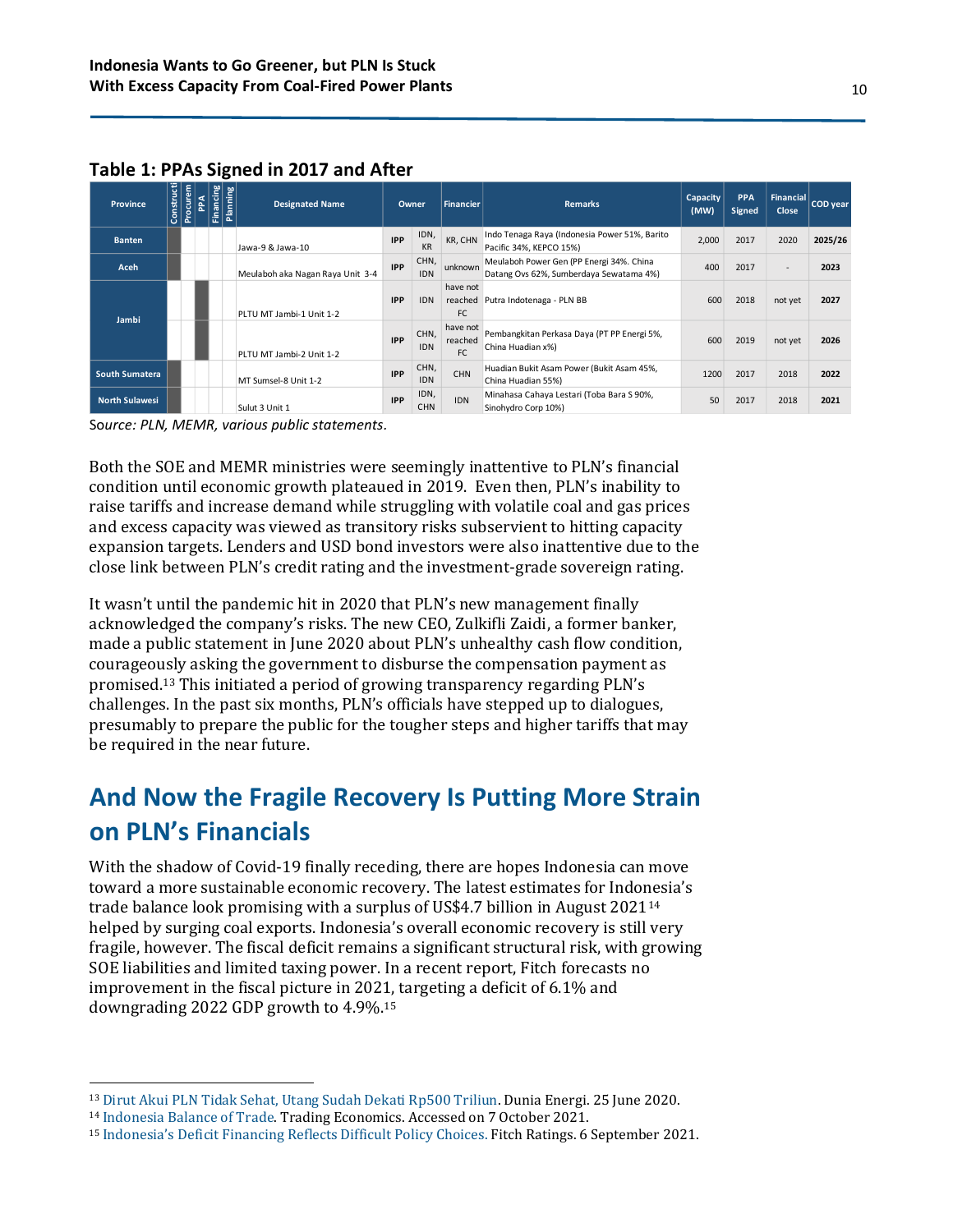**Table 1: PPAs Signed in 2017 and After**

| Province | Constructi | Procurem | PPA | Financing | Planning | Designated Name | Owner | | Financier | Remarks | Capacity (MW) | PPA Signed | Financial Close | COD year |
|---|---|---|---|---|---|---|---|---|---|---|---|---|---|---|
| Banten | ■ | | | | | Jawa-9 & Jawa-10 | IPP | IDN, KR | KR, CHN | Indo Tenaga Raya (Indonesia Power 51%, Barito Pacific 34%, KEPCO 15%) | 2,000 | 2017 | 2020 | **2025/26** |
| Aceh | ■ | | | | | Meulaboh aka Nagan Raya Unit 3-4 | IPP | CHN, IDN | unknown | Meulaboh Power Gen (PP Energi 34%. China Datang Ovs 62%, Sumberdaya Sewatama 4%) | 400 | 2017 | - | **2023** |
| Jambi | | | ■ | | | PLTU MT Jambi-1 Unit 1-2 | IPP | IDN | have not reached FC | Putra Indotenaga - PLN BB | 600 | 2018 | not yet | **2027** |
| | | | ■ | | | PLTU MT Jambi-2 Unit 1-2 | IPP | CHN, IDN | have not reached FC | Pembangkitan Perkasa Daya (PT PP Energi 5%, China Huadian x%) | 600 | 2019 | not yet | **2026** |
| South Sumatera | ■ | | | | | MT Sumsel-8 Unit 1-2 | IPP | CHN, IDN | CHN | Huadian Bukit Asam Power (Bukit Asam 45%, China Huadian 55%) | 1200 | 2017 | 2018 | **2022** |
| North Sulawesi | | | | | | Sulut 3 Unit 1 | IPP | IDN, CHN | IDN | Minahasa Cahaya Lestari (Toba Bara S 90%, Sinohydro Corp 10%) | 50 | 2017 | 2018 | **2021** |

Source: *PLN, MEMR, various public statements.*

Both the SOE and MEMR ministries were seemingly inattentive to PLN's financial condition until economic growth plateaued in 2019. Even then, PLN's inability to raise tariffs and increase demand while struggling with volatile coal and gas prices and excess capacity was viewed as transitory risks subservient to hitting capacity expansion targets. Lenders and USD bond investors were also inattentive due to the close link between PLN's credit rating and the investment-grade sovereign rating.

It wasn't until the pandemic hit in 2020 that PLN's new management finally acknowledged the company's risks. The new CEO, Zulkifli Zaidi, a former banker, made a public statement in June 2020 about PLN's unhealthy cash flow condition, courageously asking the government to disburse the compensation payment as promised.[13] This initiated a period of growing transparency regarding PLN's challenges. In the past six months, PLN's officials have stepped up to dialogues, presumably to prepare the public for the tougher steps and higher tariffs that may be required in the near future.

## And Now the Fragile Recovery Is Putting More Strain on PLN's Financials

With the shadow of Covid-19 finally receding, there are hopes Indonesia can move toward a more sustainable economic recovery. The latest estimates for Indonesia's trade balance look promising with a surplus of US$4.7 billion in August 2021[14] helped by surging coal exports. Indonesia's overall economic recovery is still very fragile, however. The fiscal deficit remains a significant structural risk, with growing SOE liabilities and limited taxing power. In a recent report, Fitch forecasts no improvement in the fiscal picture in 2021, targeting a deficit of 6.1% and downgrading 2022 GDP growth to 4.9%.[15]

---

[13] Dirut Akui PLN Tidak Sehat, Utang Sudah Dekati Rp500 Triliun. Dunia Energi. 25 June 2020.

[14] Indonesia Balance of Trade. Trading Economics. Accessed on 7 October 2021.

[15] Indonesia's Deficit Financing Reflects Difficult Policy Choices. Fitch Ratings. 6 September 2021.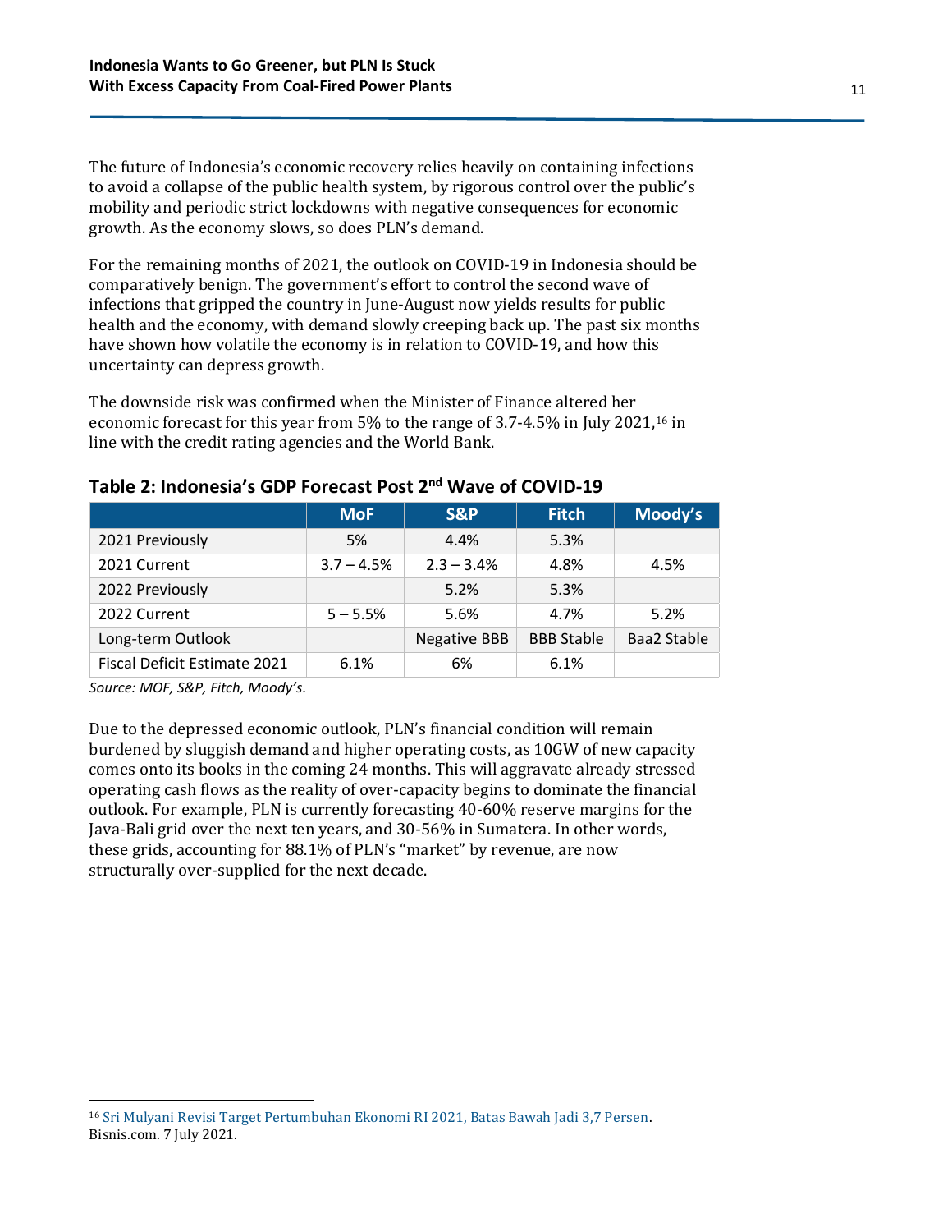The future of Indonesia's economic recovery relies heavily on containing infections to avoid a collapse of the public health system, by rigorous control over the public's mobility and periodic strict lockdowns with negative consequences for economic growth. As the economy slows, so does PLN's demand.

For the remaining months of 2021, the outlook on COVID-19 in Indonesia should be comparatively benign. The government's effort to control the second wave of infections that gripped the country in June-August now yields results for public health and the economy, with demand slowly creeping back up. The past six months have shown how volatile the economy is in relation to COVID-19, and how this uncertainty can depress growth.

The downside risk was confirmed when the Minister of Finance altered her economic forecast for this year from 5% to the range of 3.7-4.5% in July 2021,[16] in line with the credit rating agencies and the World Bank.

**Table 2: Indonesia's GDP Forecast Post 2nd Wave of COVID-19**

| | MoF | S&P | Fitch | Moody's |
|---|---|---|---|---|
| 2021 Previously | 5% | 4.4% | 5.3% | |
| 2021 Current | 3.7 – 4.5% | 2.3 – 3.4% | 4.8% | 4.5% |
| 2022 Previously | | 5.2% | 5.3% | |
| 2022 Current | 5 – 5.5% | 5.6% | 4.7% | 5.2% |
| Long-term Outlook | | Negative BBB | BBB Stable | Baa2 Stable |
| Fiscal Deficit Estimate 2021 | 6.1% | 6% | 6.1% | |

*Source: MOF, S&P, Fitch, Moody's.*

Due to the depressed economic outlook, PLN's financial condition will remain burdened by sluggish demand and higher operating costs, as 10GW of new capacity comes onto its books in the coming 24 months. This will aggravate already stressed operating cash flows as the reality of over-capacity begins to dominate the financial outlook. For example, PLN is currently forecasting 40-60% reserve margins for the Java-Bali grid over the next ten years, and 30-56% in Sumatera. In other words, these grids, accounting for 88.1% of PLN's "market" by revenue, are now structurally over-supplied for the next decade.

[16] Sri Mulyani Revisi Target Pertumbuhan Ekonomi RI 2021, Batas Bawah Jadi 3,7 Persen. Bisnis.com. 7 July 2021.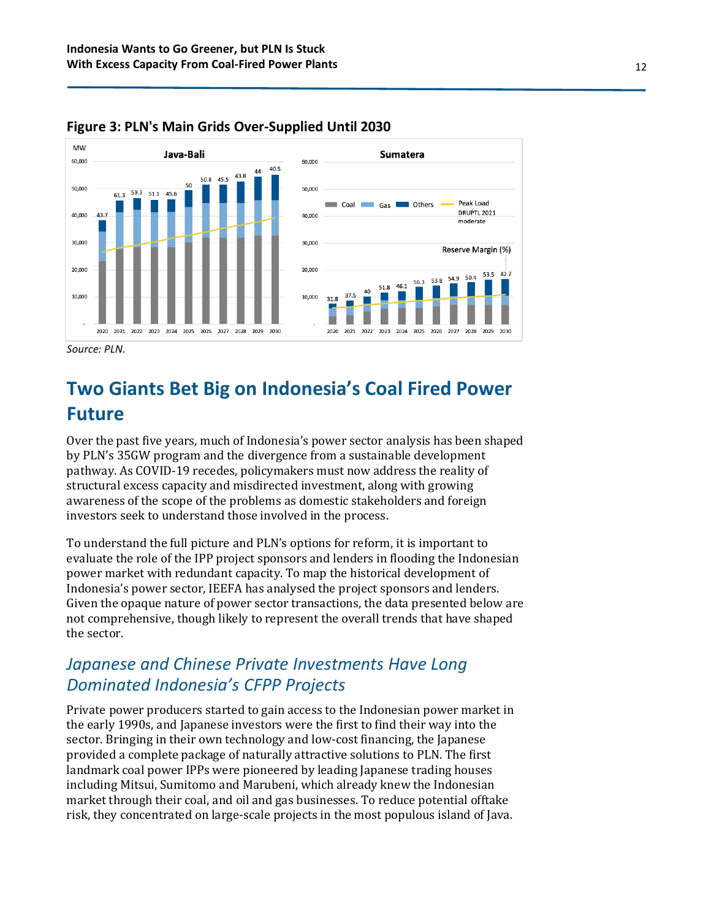**Figure 3: PLN's Main Grids Over-Supplied Until 2030**

*Source: PLN.*

## Two Giants Bet Big on Indonesia's Coal Fired Power Future

Over the past five years, much of Indonesia's power sector analysis has been shaped by PLN's 35GW program and the divergence from a sustainable development pathway. As COVID-19 recedes, policymakers must now address the reality of structural excess capacity and misdirected investment, along with growing awareness of the scope of the problems as domestic stakeholders and foreign investors seek to understand those involved in the process.

To understand the full picture and PLN's options for reform, it is important to evaluate the role of the IPP project sponsors and lenders in flooding the Indonesian power market with redundant capacity. To map the historical development of Indonesia's power sector, IEEFA has analysed the project sponsors and lenders. Given the opaque nature of power sector transactions, the data presented below are not comprehensive, though likely to represent the overall trends that have shaped the sector.

### *Japanese and Chinese Private Investments Have Long Dominated Indonesia's CFPP Projects*

Private power producers started to gain access to the Indonesian power market in the early 1990s, and Japanese investors were the first to find their way into the sector. Bringing in their own technology and low-cost financing, the Japanese provided a complete package of naturally attractive solutions to PLN. The first landmark coal power IPPs were pioneered by leading Japanese trading houses including Mitsui, Sumitomo and Marubeni, which already knew the Indonesian market through their coal, and oil and gas businesses. To reduce potential offtake risk, they concentrated on large-scale projects in the most populous island of Java.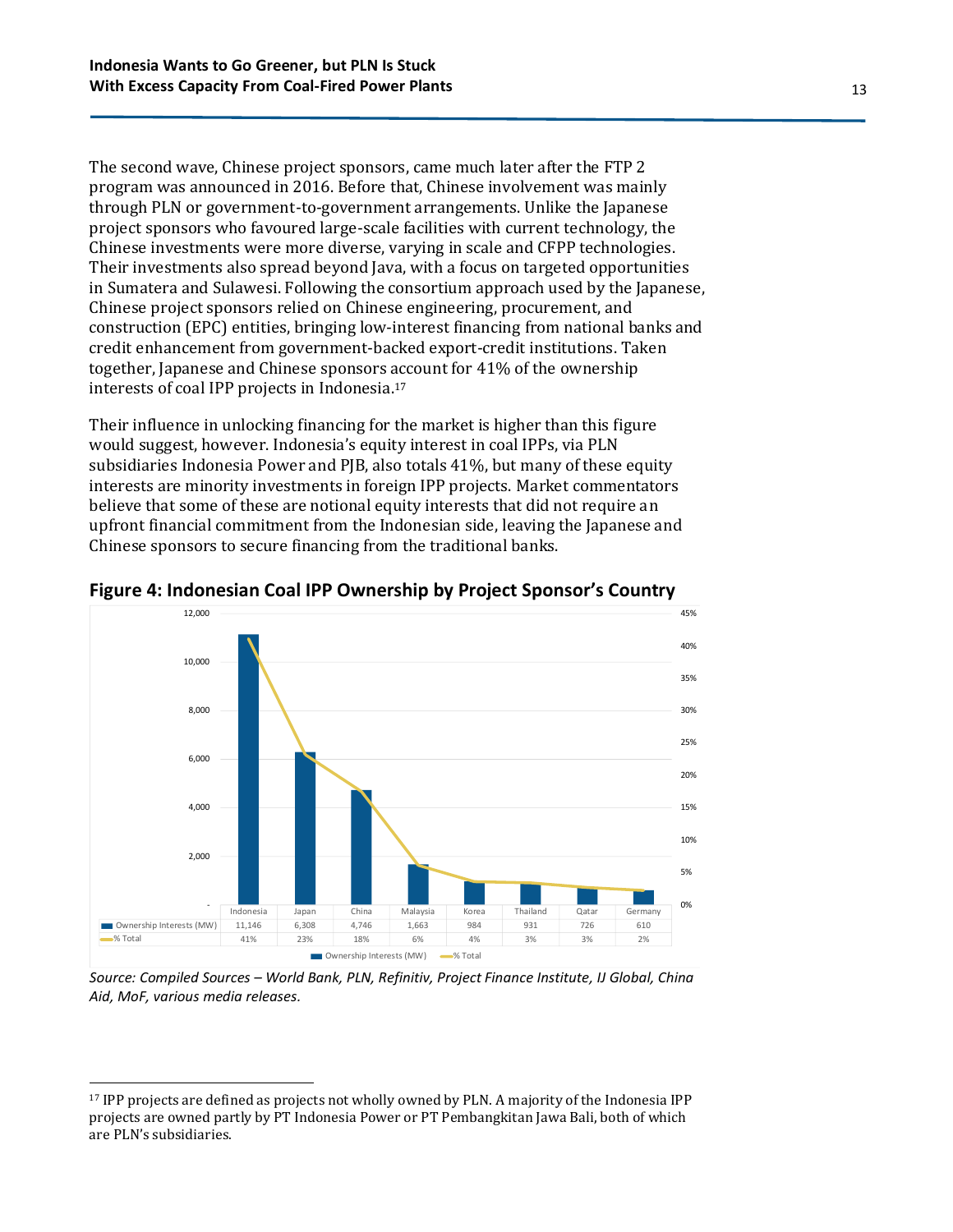The second wave, Chinese project sponsors, came much later after the FTP 2 program was announced in 2016. Before that, Chinese involvement was mainly through PLN or government-to-government arrangements. Unlike the Japanese project sponsors who favoured large-scale facilities with current technology, the Chinese investments were more diverse, varying in scale and CFPP technologies. Their investments also spread beyond Java, with a focus on targeted opportunities in Sumatera and Sulawesi. Following the consortium approach used by the Japanese, Chinese project sponsors relied on Chinese engineering, procurement, and construction (EPC) entities, bringing low-interest financing from national banks and credit enhancement from government-backed export-credit institutions. Taken together, Japanese and Chinese sponsors account for 41% of the ownership interests of coal IPP projects in Indonesia.[17]

Their influence in unlocking financing for the market is higher than this figure would suggest, however. Indonesia's equity interest in coal IPPs, via PLN subsidiaries Indonesia Power and PJB, also totals 41%, but many of these equity interests are minority investments in foreign IPP projects. Market commentators believe that some of these are notional equity interests that did not require an upfront financial commitment from the Indonesian side, leaving the Japanese and Chinese sponsors to secure financing from the traditional banks.

**Figure 4: Indonesian Coal IPP Ownership by Project Sponsor's Country**

| | Indonesia | Japan | China | Malaysia | Korea | Thailand | Qatar | Germany |
|---|---|---|---|---|---|---|---|---|
| Ownership Interests (MW) | 11,146 | 6,308 | 4,746 | 1,663 | 984 | 931 | 726 | 610 |
| % Total | 41% | 23% | 18% | 6% | 4% | 3% | 3% | 2% |

*Source: Compiled Sources – World Bank, PLN, Refinitiv, Project Finance Institute, IJ Global, China Aid, MoF, various media releases.*

[17] IPP projects are defined as projects not wholly owned by PLN. A majority of the Indonesia IPP projects are owned partly by PT Indonesia Power or PT Pembangkitan Jawa Bali, both of which are PLN's subsidiaries.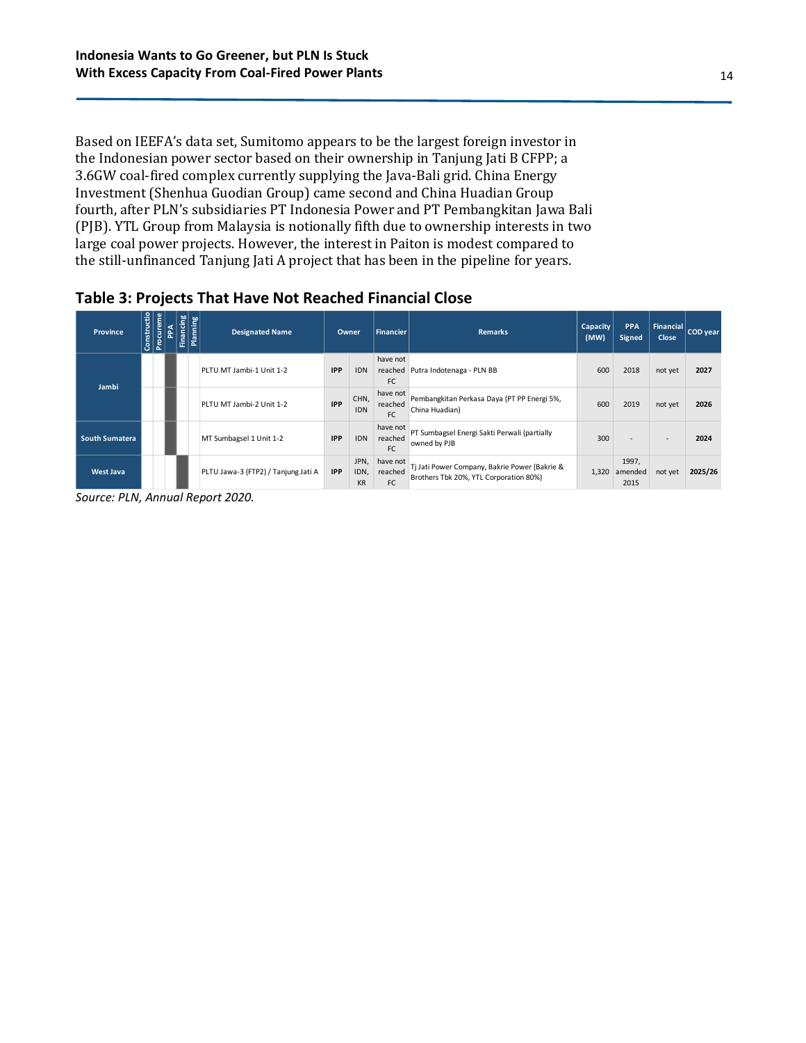Based on IEEFA's data set, Sumitomo appears to be the largest foreign investor in the Indonesian power sector based on their ownership in Tanjung Jati B CFPP; a 3.6GW coal-fired complex currently supplying the Java-Bali grid. China Energy Investment (Shenhua Guodian Group) came second and China Huadian Group fourth, after PLN's subsidiaries PT Indonesia Power and PT Pembangkitan Jawa Bali (PJB). YTL Group from Malaysia is notionally fifth due to ownership interests in two large coal power projects. However, the interest in Paiton is modest compared to the still-unfinanced Tanjung Jati A project that has been in the pipeline for years.

## Table 3: Projects That Have Not Reached Financial Close

| Province | Construction | Procurement | PPA | Financing | Planning | Designated Name | Owner | | Financier | Remarks | Capacity (MW) | PPA Signed | Financial Close | COD year |
|---|---|---|---|---|---|---|---|---|---|---|---|---|---|---|
| Jambi | | | ■ | | | PLTU MT Jambi-1 Unit 1-2 | **IPP** | IDN | have not reached FC | Putra Indotenaga - PLN BB | 600 | 2018 | not yet | **2027** |
| | | | ■ | | | PLTU MT Jambi-2 Unit 1-2 | **IPP** | CHN, IDN | have not reached FC | Pembangkitan Perkasa Daya (PT PP Energi 5%, China Huadian) | 600 | 2019 | not yet | **2026** |
| South Sumatera | | | ■ | | | MT Sumbagsel 1 Unit 1-2 | **IPP** | IDN | have not reached FC | PT Sumbagsel Energi Sakti Perwali (partially owned by PJB | 300 | - | - | **2024** |
| West Java | | | | ■ | | PLTU Jawa-3 (FTP2) / Tanjung Jati A | **IPP** | JPN, IDN, KR | have not reached FC | Tj Jati Power Company, Bakrie Power (Bakrie & Brothers Tbk 20%, YTL Corporation 80%) | 1,320 | 1997, amended 2015 | not yet | **2025/26** |

*Source: PLN, Annual Report 2020.*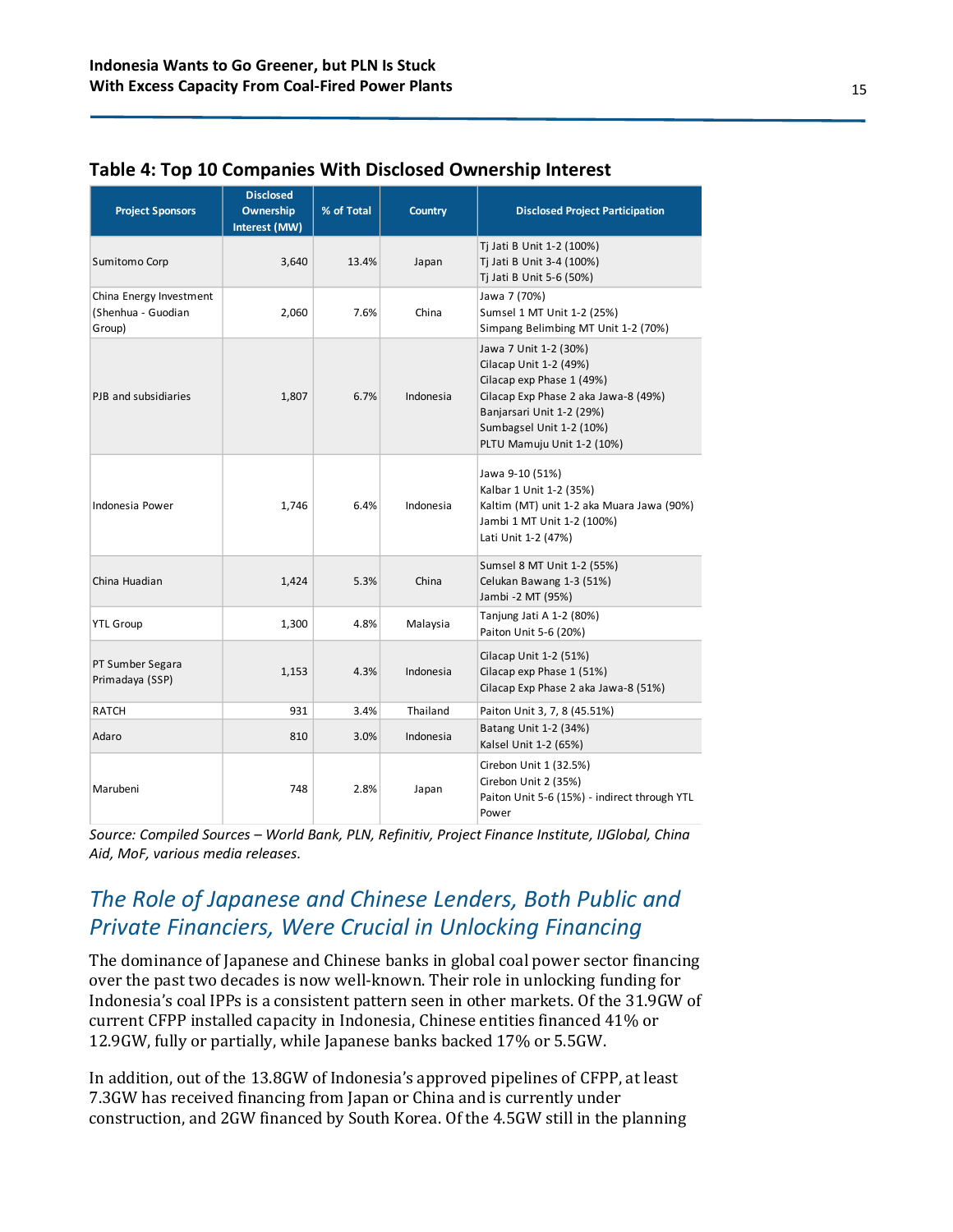**Table 4: Top 10 Companies With Disclosed Ownership Interest**

| Project Sponsors | Disclosed Ownership Interest (MW) | % of Total | Country | Disclosed Project Participation |
|---|---|---|---|---|
| Sumitomo Corp | 3,640 | 13.4% | Japan | Tj Jati B Unit 1-2 (100%)<br>Tj Jati B Unit 3-4 (100%)<br>Tj Jati B Unit 5-6 (50%) |
| China Energy Investment (Shenhua - Guodian Group) | 2,060 | 7.6% | China | Jawa 7 (70%)<br>Sumsel 1 MT Unit 1-2 (25%)<br>Simpang Belimbing MT Unit 1-2 (70%) |
| PJB and subsidiaries | 1,807 | 6.7% | Indonesia | Jawa 7 Unit 1-2 (30%)<br>Cilacap Unit 1-2 (49%)<br>Cilacap exp Phase 1 (49%)<br>Cilacap Exp Phase 2 aka Jawa-8 (49%)<br>Banjarsari Unit 1-2 (29%)<br>Sumbagsel Unit 1-2 (10%)<br>PLTU Mamuju Unit 1-2 (10%) |
| Indonesia Power | 1,746 | 6.4% | Indonesia | Jawa 9-10 (51%)<br>Kalbar 1 Unit 1-2 (35%)<br>Kaltim (MT) unit 1-2 aka Muara Jawa (90%)<br>Jambi 1 MT Unit 1-2 (100%)<br>Lati Unit 1-2 (47%) |
| China Huadian | 1,424 | 5.3% | China | Sumsel 8 MT Unit 1-2 (55%)<br>Celukan Bawang 1-3 (51%)<br>Jambi -2 MT (95%) |
| YTL Group | 1,300 | 4.8% | Malaysia | Tanjung Jati A 1-2 (80%)<br>Paiton Unit 5-6 (20%) |
| PT Sumber Segara Primadaya (SSP) | 1,153 | 4.3% | Indonesia | Cilacap Unit 1-2 (51%)<br>Cilacap exp Phase 1 (51%)<br>Cilacap Exp Phase 2 aka Jawa-8 (51%) |
| RATCH | 931 | 3.4% | Thailand | Paiton Unit 3, 7, 8 (45.51%) |
| Adaro | 810 | 3.0% | Indonesia | Batang Unit 1-2 (34%)<br>Kalsel Unit 1-2 (65%) |
| Marubeni | 748 | 2.8% | Japan | Cirebon Unit 1 (32.5%)<br>Cirebon Unit 2 (35%)<br>Paiton Unit 5-6 (15%) - indirect through YTL Power |

*Source: Compiled Sources – World Bank, PLN, Refinitiv, Project Finance Institute, IJGlobal, China Aid, MoF, various media releases.*

## *The Role of Japanese and Chinese Lenders, Both Public and Private Financiers, Were Crucial in Unlocking Financing*

The dominance of Japanese and Chinese banks in global coal power sector financing over the past two decades is now well-known. Their role in unlocking funding for Indonesia's coal IPPs is a consistent pattern seen in other markets. Of the 31.9GW of current CFPP installed capacity in Indonesia, Chinese entities financed 41% or 12.9GW, fully or partially, while Japanese banks backed 17% or 5.5GW.

In addition, out of the 13.8GW of Indonesia's approved pipelines of CFPP, at least 7.3GW has received financing from Japan or China and is currently under construction, and 2GW financed by South Korea. Of the 4.5GW still in the planning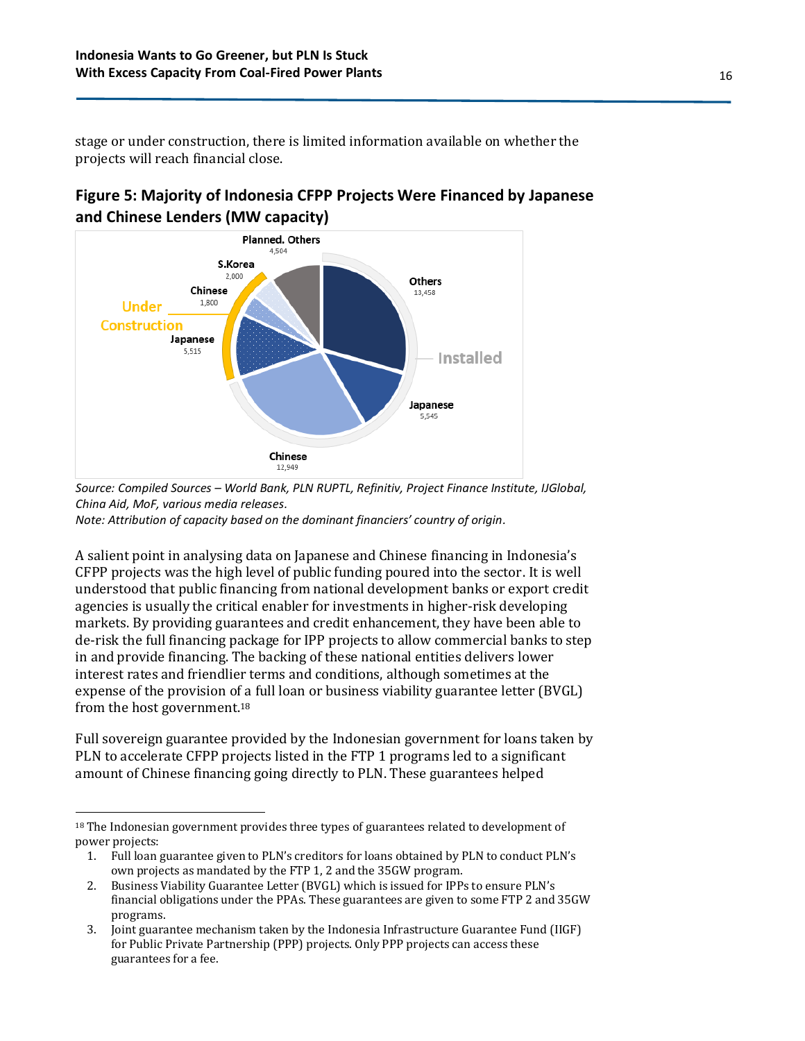stage or under construction, there is limited information available on whether the projects will reach financial close.

### Figure 5: Majority of Indonesia CFPP Projects Were Financed by Japanese and Chinese Lenders (MW capacity)

| Status | Financiers | MW capacity |
|---|---|---|
| Installed | Others | 13,458 |
| Installed | Japanese | 5,545 |
| Installed | Chinese | 12,949 |
| Under Construction | Japanese | 5,515 |
| Under Construction | Chinese | 1,800 |
| Under Construction | S.Korea | 2,000 |
| Planned | Others | 4,504 |

*Source: Compiled Sources – World Bank, PLN RUPTL, Refinitiv, Project Finance Institute, IJGlobal, China Aid, MoF, various media releases.*
*Note: Attribution of capacity based on the dominant financiers' country of origin.*

A salient point in analysing data on Japanese and Chinese financing in Indonesia's CFPP projects was the high level of public funding poured into the sector. It is well understood that public financing from national development banks or export credit agencies is usually the critical enabler for investments in higher-risk developing markets. By providing guarantees and credit enhancement, they have been able to de-risk the full financing package for IPP projects to allow commercial banks to step in and provide financing. The backing of these national entities delivers lower interest rates and friendlier terms and conditions, although sometimes at the expense of the provision of a full loan or business viability guarantee letter (BVGL) from the host government.[18]

Full sovereign guarantee provided by the Indonesian government for loans taken by PLN to accelerate CFPP projects listed in the FTP 1 programs led to a significant amount of Chinese financing going directly to PLN. These guarantees helped

---

[18] The Indonesian government provides three types of guarantees related to development of power projects:

1. Full loan guarantee given to PLN's creditors for loans obtained by PLN to conduct PLN's own projects as mandated by the FTP 1, 2 and the 35GW program.
2. Business Viability Guarantee Letter (BVGL) which is issued for IPPs to ensure PLN's financial obligations under the PPAs. These guarantees are given to some FTP 2 and 35GW programs.
3. Joint guarantee mechanism taken by the Indonesia Infrastructure Guarantee Fund (IIGF) for Public Private Partnership (PPP) projects. Only PPP projects can access these guarantees for a fee.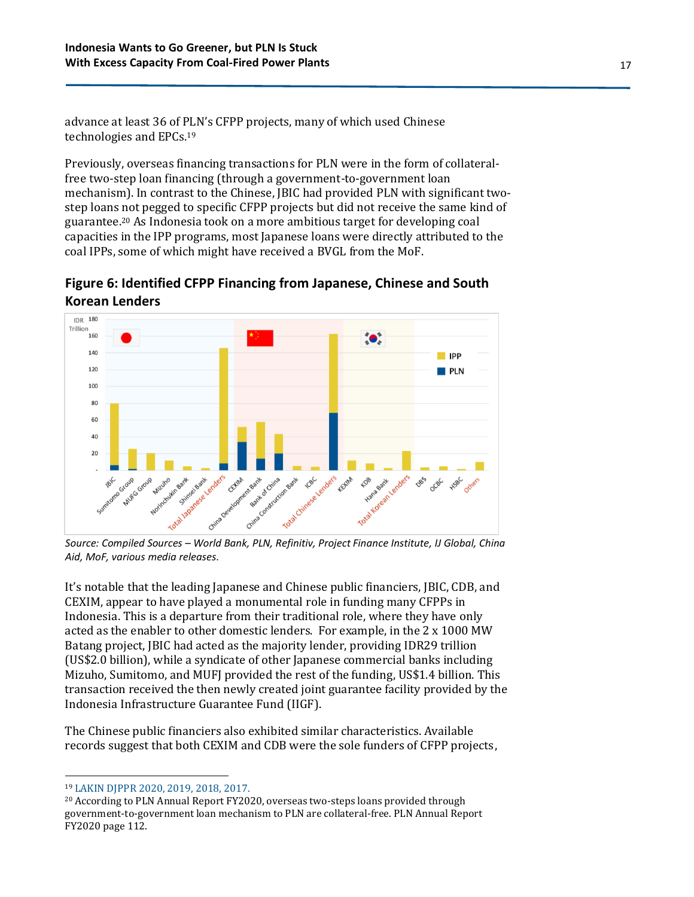advance at least 36 of PLN's CFPP projects, many of which used Chinese technologies and EPCs.[19]

Previously, overseas financing transactions for PLN were in the form of collateral-free two-step loan financing (through a government-to-government loan mechanism). In contrast to the Chinese, JBIC had provided PLN with significant two-step loans not pegged to specific CFPP projects but did not receive the same kind of guarantee.[20] As Indonesia took on a more ambitious target for developing coal capacities in the IPP programs, most Japanese loans were directly attributed to the coal IPPs, some of which might have received a BVGL from the MoF.

### Figure 6: Identified CFPP Financing from Japanese, Chinese and South Korean Lenders

*Source: Compiled Sources – World Bank, PLN, Refinitiv, Project Finance Institute, IJ Global, China Aid, MoF, various media releases.*

It's notable that the leading Japanese and Chinese public financiers, JBIC, CDB, and CEXIM, appear to have played a monumental role in funding many CFPPs in Indonesia. This is a departure from their traditional role, where they have only acted as the enabler to other domestic lenders. For example, in the 2 x 1000 MW Batang project, JBIC had acted as the majority lender, providing IDR29 trillion (US$2.0 billion), while a syndicate of other Japanese commercial banks including Mizuho, Sumitomo, and MUFJ provided the rest of the funding, US$1.4 billion. This transaction received the then newly created joint guarantee facility provided by the Indonesia Infrastructure Guarantee Fund (IIGF).

The Chinese public financiers also exhibited similar characteristics. Available records suggest that both CEXIM and CDB were the sole funders of CFPP projects,

---

[19] LAKIN DJPPR 2020, 2019, 2018, 2017.

[20] According to PLN Annual Report FY2020, overseas two-steps loans provided through government-to-government loan mechanism to PLN are collateral-free. PLN Annual Report FY2020 page 112.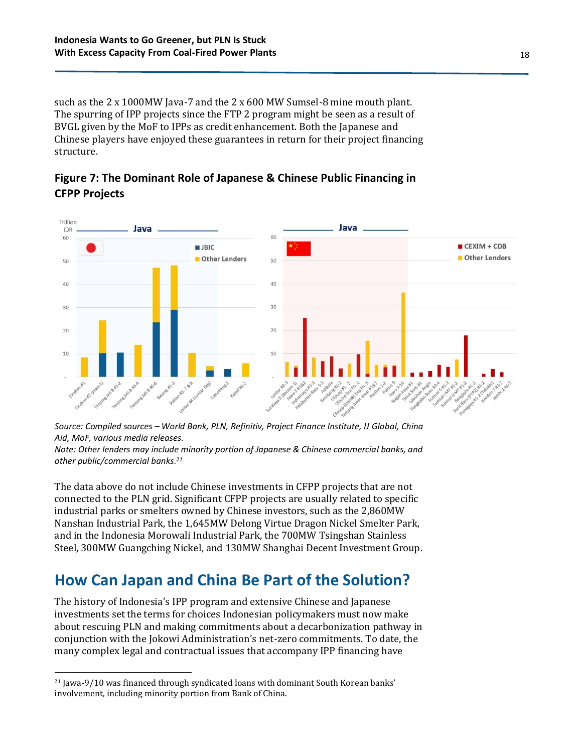such as the 2 x 1000MW Java-7 and the 2 x 600 MW Sumsel-8 mine mouth plant. The spurring of IPP projects since the FTP 2 program might be seen as a result of BVGL given by the MoF to IPPs as credit enhancement. Both the Japanese and Chinese players have enjoyed these guarantees in return for their project financing structure.

### Figure 7: The Dominant Role of Japanese & Chinese Public Financing in CFPP Projects

*Source: Compiled sources – World Bank, PLN, Refinitiv, Project Finance Institute, IJ Global, China Aid, MoF, various media releases.*

*Note: Other lenders may include minority portion of Japanese & Chinese commercial banks, and other public/commercial banks.[21]*

The data above do not include Chinese investments in CFPP projects that are not connected to the PLN grid. Significant CFPP projects are usually related to specific industrial parks or smelters owned by Chinese investors, such as the 2,860MW Nanshan Industrial Park, the 1,645MW Delong Virtue Dragon Nickel Smelter Park, and in the Indonesia Morowali Industrial Park, the 700MW Tsingshan Stainless Steel, 300MW Guangching Nickel, and 130MW Shanghai Decent Investment Group.

## How Can Japan and China Be Part of the Solution?

The history of Indonesia's IPP program and extensive Chinese and Japanese investments set the terms for choices Indonesian policymakers must now make about rescuing PLN and making commitments about a decarbonization pathway in conjunction with the Jokowi Administration's net-zero commitments. To date, the many complex legal and contractual issues that accompany IPP financing have

---

[21] Jawa-9/10 was financed through syndicated loans with dominant South Korean banks' involvement, including minority portion from Bank of China.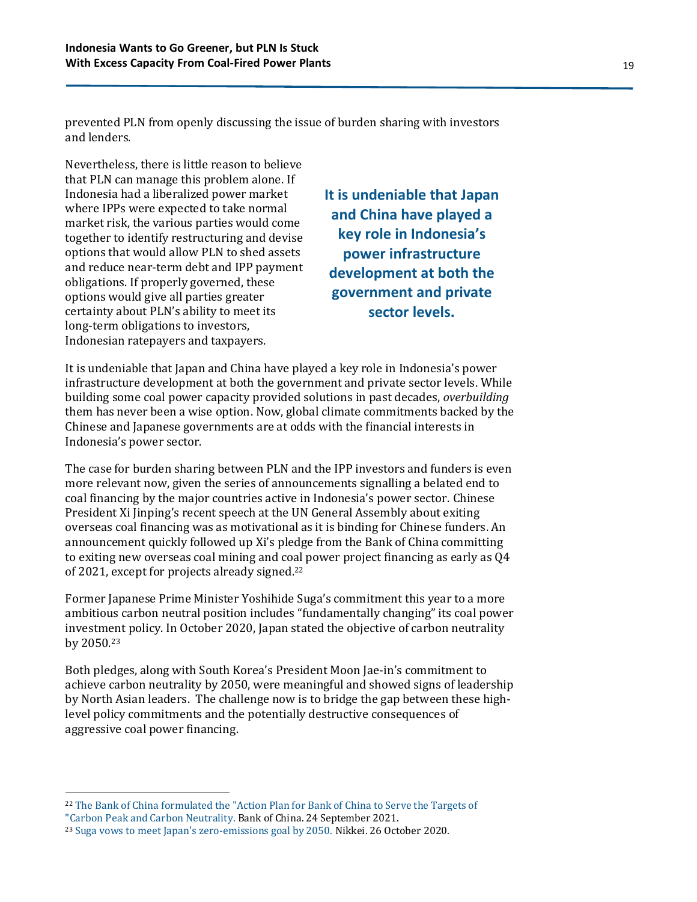prevented PLN from openly discussing the issue of burden sharing with investors and lenders.

Nevertheless, there is little reason to believe that PLN can manage this problem alone. If Indonesia had a liberalized power market where IPPs were expected to take normal market risk, the various parties would come together to identify restructuring and devise options that would allow PLN to shed assets and reduce near-term debt and IPP payment obligations. If properly governed, these options would give all parties greater certainty about PLN's ability to meet its long-term obligations to investors, Indonesian ratepayers and taxpayers.

**It is undeniable that Japan and China have played a key role in Indonesia's power infrastructure development at both the government and private sector levels.**

It is undeniable that Japan and China have played a key role in Indonesia's power infrastructure development at both the government and private sector levels. While building some coal power capacity provided solutions in past decades, *overbuilding* them has never been a wise option. Now, global climate commitments backed by the Chinese and Japanese governments are at odds with the financial interests in Indonesia's power sector.

The case for burden sharing between PLN and the IPP investors and funders is even more relevant now, given the series of announcements signalling a belated end to coal financing by the major countries active in Indonesia's power sector. Chinese President Xi Jinping's recent speech at the UN General Assembly about exiting overseas coal financing was as motivational as it is binding for Chinese funders. An announcement quickly followed up Xi's pledge from the Bank of China committing to exiting new overseas coal mining and coal power project financing as early as Q4 of 2021, except for projects already signed.[22]

Former Japanese Prime Minister Yoshihide Suga's commitment this year to a more ambitious carbon neutral position includes "fundamentally changing" its coal power investment policy. In October 2020, Japan stated the objective of carbon neutrality by 2050.[23]

Both pledges, along with South Korea's President Moon Jae-in's commitment to achieve carbon neutrality by 2050, were meaningful and showed signs of leadership by North Asian leaders. The challenge now is to bridge the gap between these high-level policy commitments and the potentially destructive consequences of aggressive coal power financing.

---

[22] The Bank of China formulated the "Action Plan for Bank of China to Serve the Targets of "Carbon Peak and Carbon Neutrality. Bank of China. 24 September 2021.

[23] Suga vows to meet Japan's zero-emissions goal by 2050. Nikkei. 26 October 2020.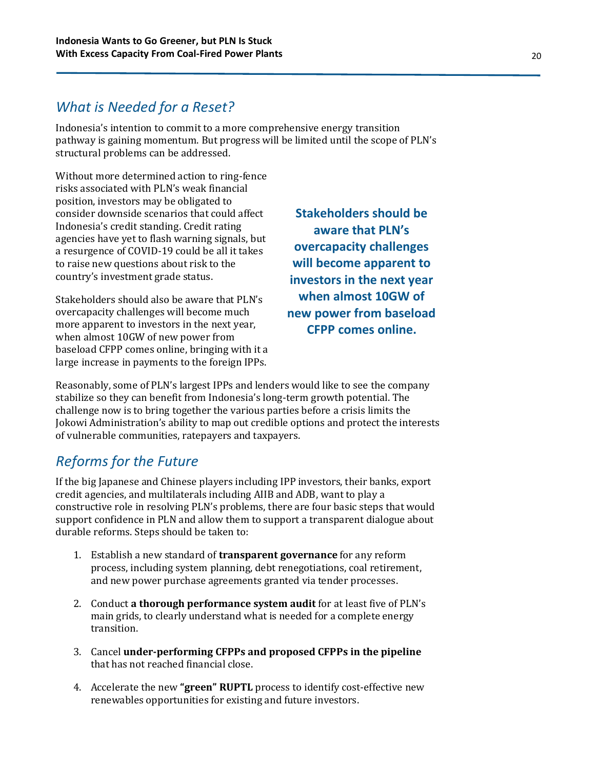## *What is Needed for a Reset?*

Indonesia's intention to commit to a more comprehensive energy transition pathway is gaining momentum. But progress will be limited until the scope of PLN's structural problems can be addressed.

Without more determined action to ring-fence risks associated with PLN's weak financial position, investors may be obligated to consider downside scenarios that could affect Indonesia's credit standing. Credit rating agencies have yet to flash warning signals, but a resurgence of COVID-19 could be all it takes to raise new questions about risk to the country's investment grade status.

**Stakeholders should be aware that PLN's overcapacity challenges will become apparent to investors in the next year when almost 10GW of new power from baseload CFPP comes online.**

Stakeholders should also be aware that PLN's overcapacity challenges will become much more apparent to investors in the next year, when almost 10GW of new power from baseload CFPP comes online, bringing with it a large increase in payments to the foreign IPPs.

Reasonably, some of PLN's largest IPPs and lenders would like to see the company stabilize so they can benefit from Indonesia's long-term growth potential. The challenge now is to bring together the various parties before a crisis limits the Jokowi Administration's ability to map out credible options and protect the interests of vulnerable communities, ratepayers and taxpayers.

## *Reforms for the Future*

If the big Japanese and Chinese players including IPP investors, their banks, export credit agencies, and multilaterals including AIIB and ADB, want to play a constructive role in resolving PLN's problems, there are four basic steps that would support confidence in PLN and allow them to support a transparent dialogue about durable reforms. Steps should be taken to:

1. Establish a new standard of **transparent governance** for any reform process, including system planning, debt renegotiations, coal retirement, and new power purchase agreements granted via tender processes.
2. Conduct **a thorough performance system audit** for at least five of PLN's main grids, to clearly understand what is needed for a complete energy transition.
3. Cancel **under-performing CFPPs and proposed CFPPs in the pipeline** that has not reached financial close.
4. Accelerate the new **"green" RUPTL** process to identify cost-effective new renewables opportunities for existing and future investors.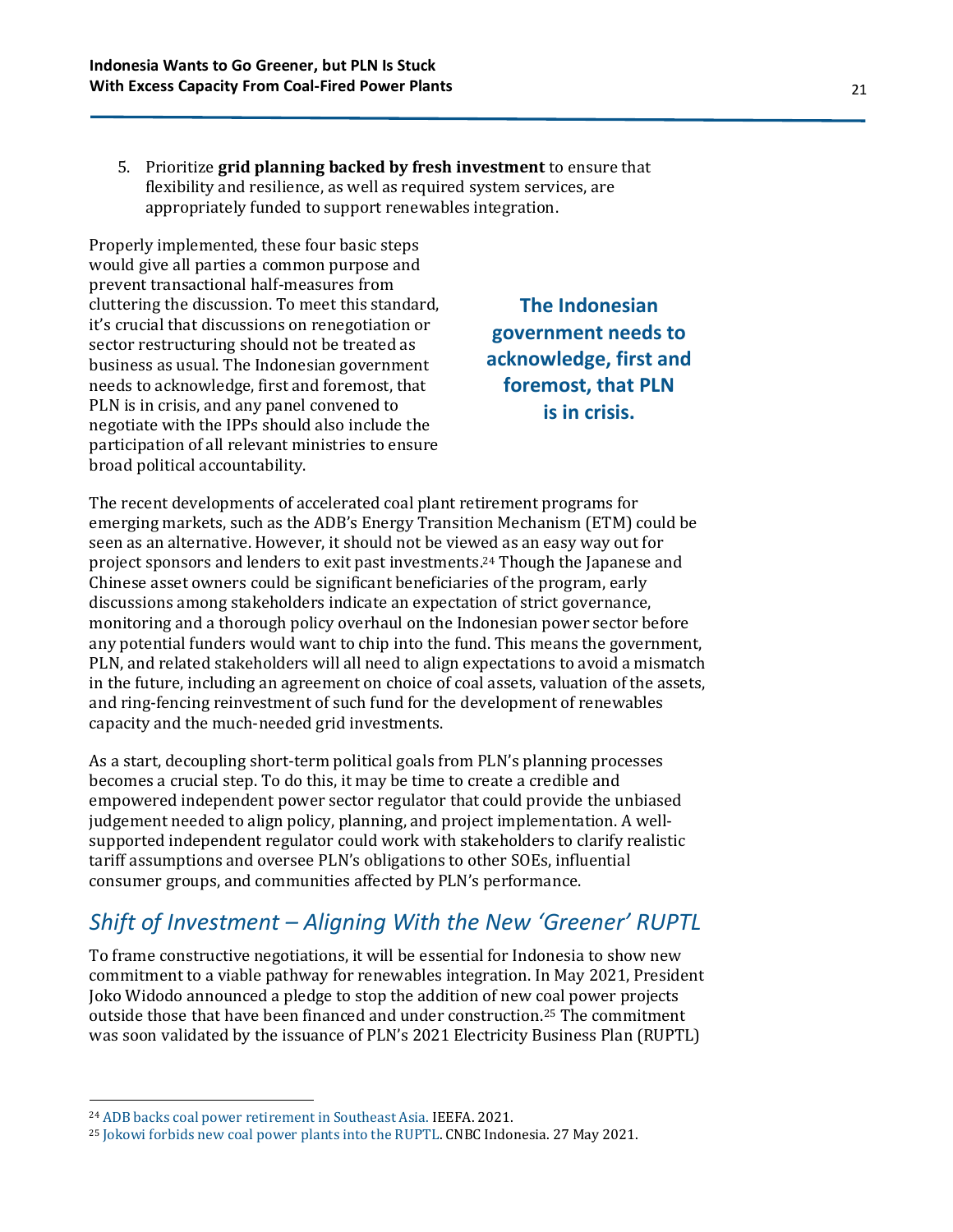5. Prioritize **grid planning backed by fresh investment** to ensure that flexibility and resilience, as well as required system services, are appropriately funded to support renewables integration.

Properly implemented, these four basic steps would give all parties a common purpose and prevent transactional half-measures from cluttering the discussion. To meet this standard, it's crucial that discussions on renegotiation or sector restructuring should not be treated as business as usual. The Indonesian government needs to acknowledge, first and foremost, that PLN is in crisis, and any panel convened to negotiate with the IPPs should also include the participation of all relevant ministries to ensure broad political accountability.

**The Indonesian government needs to acknowledge, first and foremost, that PLN is in crisis.**

The recent developments of accelerated coal plant retirement programs for emerging markets, such as the ADB's Energy Transition Mechanism (ETM) could be seen as an alternative. However, it should not be viewed as an easy way out for project sponsors and lenders to exit past investments.[24] Though the Japanese and Chinese asset owners could be significant beneficiaries of the program, early discussions among stakeholders indicate an expectation of strict governance, monitoring and a thorough policy overhaul on the Indonesian power sector before any potential funders would want to chip into the fund. This means the government, PLN, and related stakeholders will all need to align expectations to avoid a mismatch in the future, including an agreement on choice of coal assets, valuation of the assets, and ring-fencing reinvestment of such fund for the development of renewables capacity and the much-needed grid investments.

As a start, decoupling short-term political goals from PLN's planning processes becomes a crucial step. To do this, it may be time to create a credible and empowered independent power sector regulator that could provide the unbiased judgement needed to align policy, planning, and project implementation. A well-supported independent regulator could work with stakeholders to clarify realistic tariff assumptions and oversee PLN's obligations to other SOEs, influential consumer groups, and communities affected by PLN's performance.

## *Shift of Investment – Aligning With the New 'Greener' RUPTL*

To frame constructive negotiations, it will be essential for Indonesia to show new commitment to a viable pathway for renewables integration. In May 2021, President Joko Widodo announced a pledge to stop the addition of new coal power projects outside those that have been financed and under construction.[25] The commitment was soon validated by the issuance of PLN's 2021 Electricity Business Plan (RUPTL)

[24] ADB backs coal power retirement in Southeast Asia. IEEFA. 2021.

[25] Jokowi forbids new coal power plants into the RUPTL. CNBC Indonesia. 27 May 2021.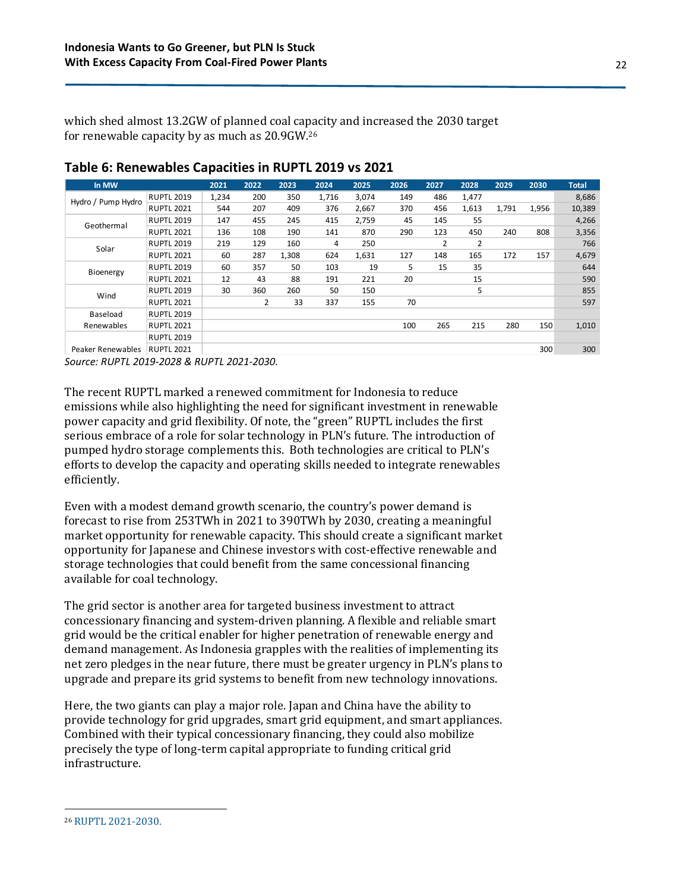which shed almost 13.2GW of planned coal capacity and increased the 2030 target for renewable capacity by as much as 20.9GW.[26]

## Table 6: Renewables Capacities in RUPTL 2019 vs 2021

| In MW | | 2021 | 2022 | 2023 | 2024 | 2025 | 2026 | 2027 | 2028 | 2029 | 2030 | Total |
|---|---|---|---|---|---|---|---|---|---|---|---|---|
| Hydro / Pump Hydro | RUPTL 2019 | 1,234 | 200 | 350 | 1,716 | 3,074 | 149 | 486 | 1,477 | | | 8,686 |
| | RUPTL 2021 | 544 | 207 | 409 | 376 | 2,667 | 370 | 456 | 1,613 | 1,791 | 1,956 | 10,389 |
| Geothermal | RUPTL 2019 | 147 | 455 | 245 | 415 | 2,759 | 45 | 145 | 55 | | | 4,266 |
| | RUPTL 2021 | 136 | 108 | 190 | 141 | 870 | 290 | 123 | 450 | 240 | 808 | 3,356 |
| Solar | RUPTL 2019 | 219 | 129 | 160 | 4 | 250 | | 2 | 2 | | | 766 |
| | RUPTL 2021 | 60 | 287 | 1,308 | 624 | 1,631 | 127 | 148 | 165 | 172 | 157 | 4,679 |
| Bioenergy | RUPTL 2019 | 60 | 357 | 50 | 103 | 19 | 5 | 15 | 35 | | | 644 |
| | RUPTL 2021 | 12 | 43 | 88 | 191 | 221 | 20 | | 15 | | | 590 |
| Wind | RUPTL 2019 | 30 | 360 | 260 | 50 | 150 | | | 5 | | | 855 |
| | RUPTL 2021 | | 2 | 33 | 337 | 155 | 70 | | | | | 597 |
| Baseload Renewables | RUPTL 2019 | | | | | | | | | | | |
| | RUPTL 2021 | | | | | | 100 | 265 | 215 | 280 | 150 | 1,010 |
| Peaker Renewables | RUPTL 2019 | | | | | | | | | | | |
| | RUPTL 2021 | | | | | | | | | | 300 | 300 |

*Source: RUPTL 2019-2028 & RUPTL 2021-2030.*

The recent RUPTL marked a renewed commitment for Indonesia to reduce emissions while also highlighting the need for significant investment in renewable power capacity and grid flexibility. Of note, the "green" RUPTL includes the first serious embrace of a role for solar technology in PLN's future. The introduction of pumped hydro storage complements this. Both technologies are critical to PLN's efforts to develop the capacity and operating skills needed to integrate renewables efficiently.

Even with a modest demand growth scenario, the country's power demand is forecast to rise from 253TWh in 2021 to 390TWh by 2030, creating a meaningful market opportunity for renewable capacity. This should create a significant market opportunity for Japanese and Chinese investors with cost-effective renewable and storage technologies that could benefit from the same concessional financing available for coal technology.

The grid sector is another area for targeted business investment to attract concessionary financing and system-driven planning. A flexible and reliable smart grid would be the critical enabler for higher penetration of renewable energy and demand management. As Indonesia grapples with the realities of implementing its net zero pledges in the near future, there must be greater urgency in PLN's plans to upgrade and prepare its grid systems to benefit from new technology innovations.

Here, the two giants can play a major role. Japan and China have the ability to provide technology for grid upgrades, smart grid equipment, and smart appliances. Combined with their typical concessionary financing, they could also mobilize precisely the type of long-term capital appropriate to funding critical grid infrastructure.

---

[26] RUPTL 2021-2030.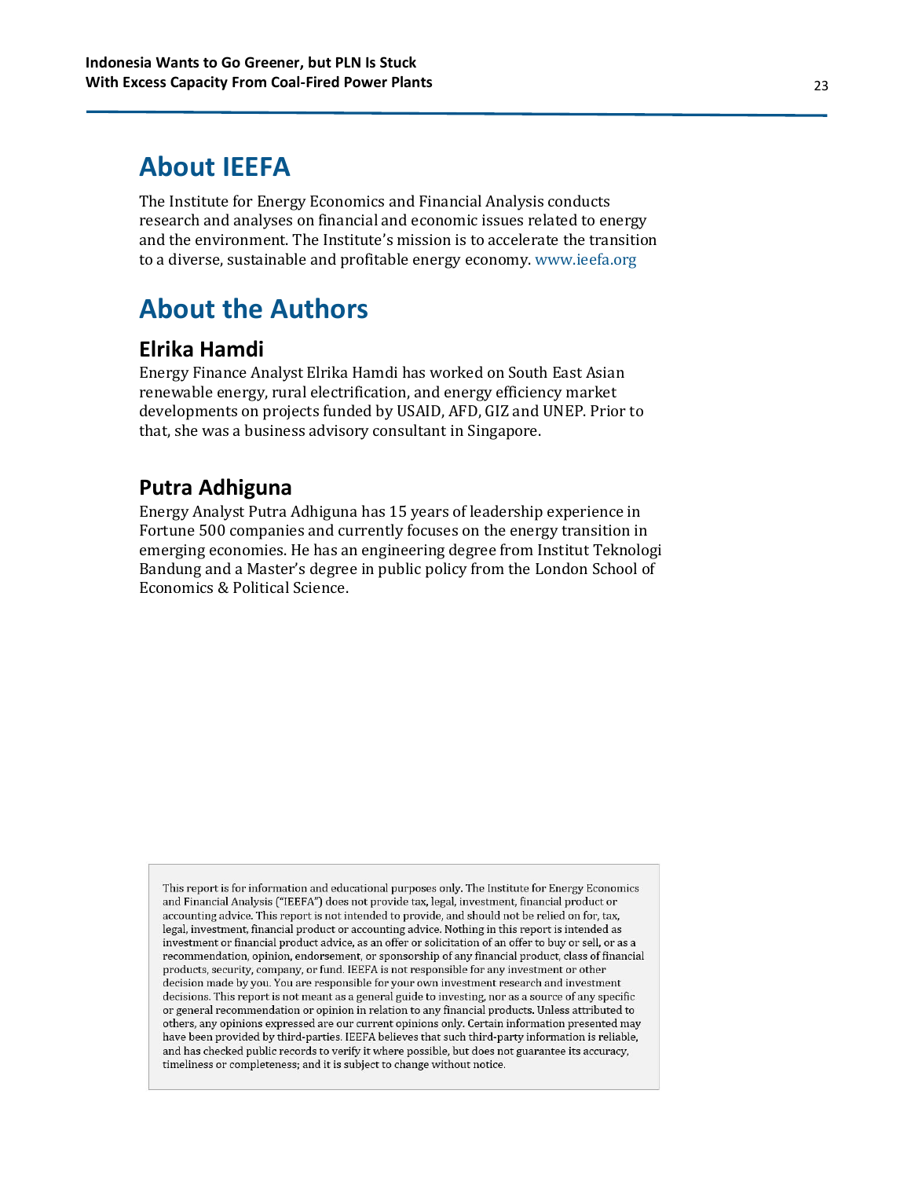# About IEEFA

The Institute for Energy Economics and Financial Analysis conducts research and analyses on financial and economic issues related to energy and the environment. The Institute's mission is to accelerate the transition to a diverse, sustainable and profitable energy economy. www.ieefa.org

# About the Authors

## Elrika Hamdi

Energy Finance Analyst Elrika Hamdi has worked on South East Asian renewable energy, rural electrification, and energy efficiency market developments on projects funded by USAID, AFD, GIZ and UNEP. Prior to that, she was a business advisory consultant in Singapore.

## Putra Adhiguna

Energy Analyst Putra Adhiguna has 15 years of leadership experience in Fortune 500 companies and currently focuses on the energy transition in emerging economies. He has an engineering degree from Institut Teknologi Bandung and a Master's degree in public policy from the London School of Economics & Political Science.

This report is for information and educational purposes only. The Institute for Energy Economics and Financial Analysis ("IEEFA") does not provide tax, legal, investment, financial product or accounting advice. This report is not intended to provide, and should not be relied on for, tax, legal, investment, financial product or accounting advice. Nothing in this report is intended as investment or financial product advice, as an offer or solicitation of an offer to buy or sell, or as a recommendation, opinion, endorsement, or sponsorship of any financial product, class of financial products, security, company, or fund. IEEFA is not responsible for any investment or other decision made by you. You are responsible for your own investment research and investment decisions. This report is not meant as a general guide to investing, nor as a source of any specific or general recommendation or opinion in relation to any financial products. Unless attributed to others, any opinions expressed are our current opinions only. Certain information presented may have been provided by third-parties. IEEFA believes that such third-party information is reliable, and has checked public records to verify it where possible, but does not guarantee its accuracy, timeliness or completeness; and it is subject to change without notice.